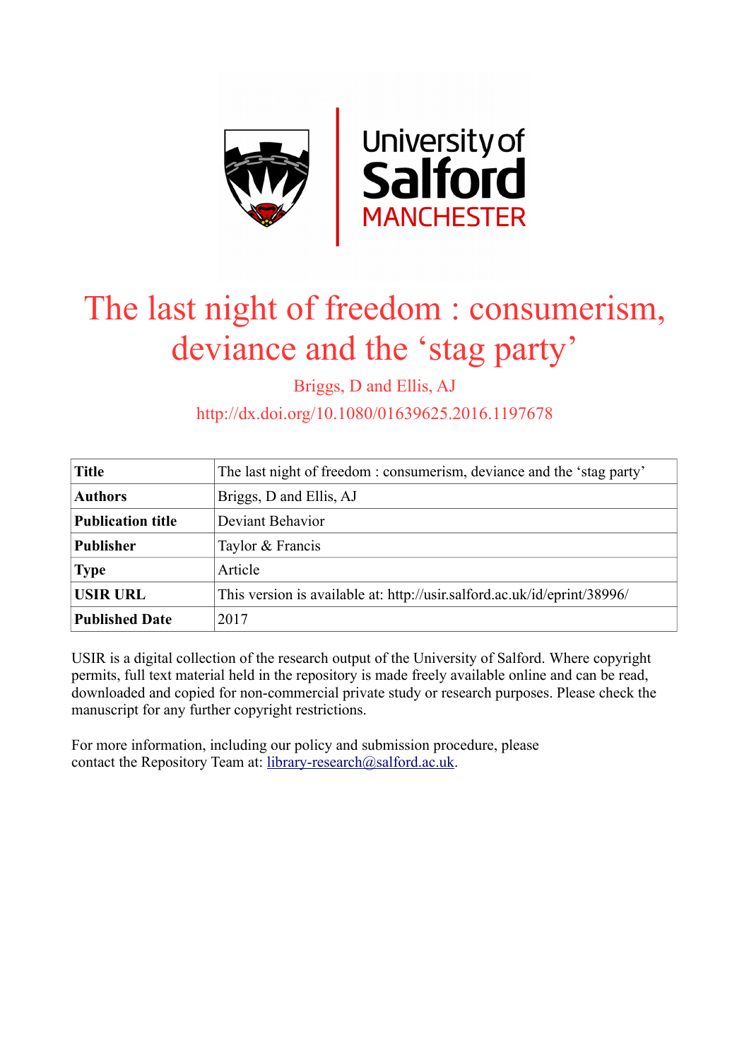# The last night of freedom : consumerism, deviance and the 'stag party'

Briggs, D and Ellis, AJ

http://dx.doi.org/10.1080/01639625.2016.1197678

| | |
|---|---|
| **Title** | The last night of freedom : consumerism, deviance and the 'stag party' |
| **Authors** | Briggs, D and Ellis, AJ |
| **Publication title** | Deviant Behavior |
| **Publisher** | Taylor & Francis |
| **Type** | Article |
| **USIR URL** | This version is available at: http://usir.salford.ac.uk/id/eprint/38996/ |
| **Published Date** | 2017 |

USIR is a digital collection of the research output of the University of Salford. Where copyright permits, full text material held in the repository is made freely available online and can be read, downloaded and copied for non-commercial private study or research purposes. Please check the manuscript for any further copyright restrictions.

For more information, including our policy and submission procedure, please contact the Repository Team at: library-research@salford.ac.uk.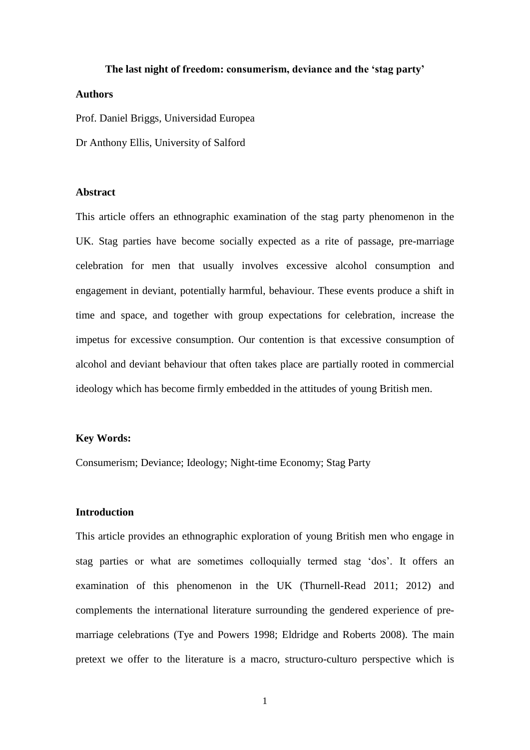**The last night of freedom: consumerism, deviance and the 'stag party'**

**Authors**

Prof. Daniel Briggs, Universidad Europea

Dr Anthony Ellis, University of Salford

**Abstract**

This article offers an ethnographic examination of the stag party phenomenon in the UK. Stag parties have become socially expected as a rite of passage, pre-marriage celebration for men that usually involves excessive alcohol consumption and engagement in deviant, potentially harmful, behaviour. These events produce a shift in time and space, and together with group expectations for celebration, increase the impetus for excessive consumption. Our contention is that excessive consumption of alcohol and deviant behaviour that often takes place are partially rooted in commercial ideology which has become firmly embedded in the attitudes of young British men.

**Key Words:**

Consumerism; Deviance; Ideology; Night-time Economy; Stag Party

**Introduction**

This article provides an ethnographic exploration of young British men who engage in stag parties or what are sometimes colloquially termed stag 'dos'. It offers an examination of this phenomenon in the UK (Thurnell-Read 2011; 2012) and complements the international literature surrounding the gendered experience of pre-marriage celebrations (Tye and Powers 1998; Eldridge and Roberts 2008). The main pretext we offer to the literature is a macro, structuro-culturo perspective which is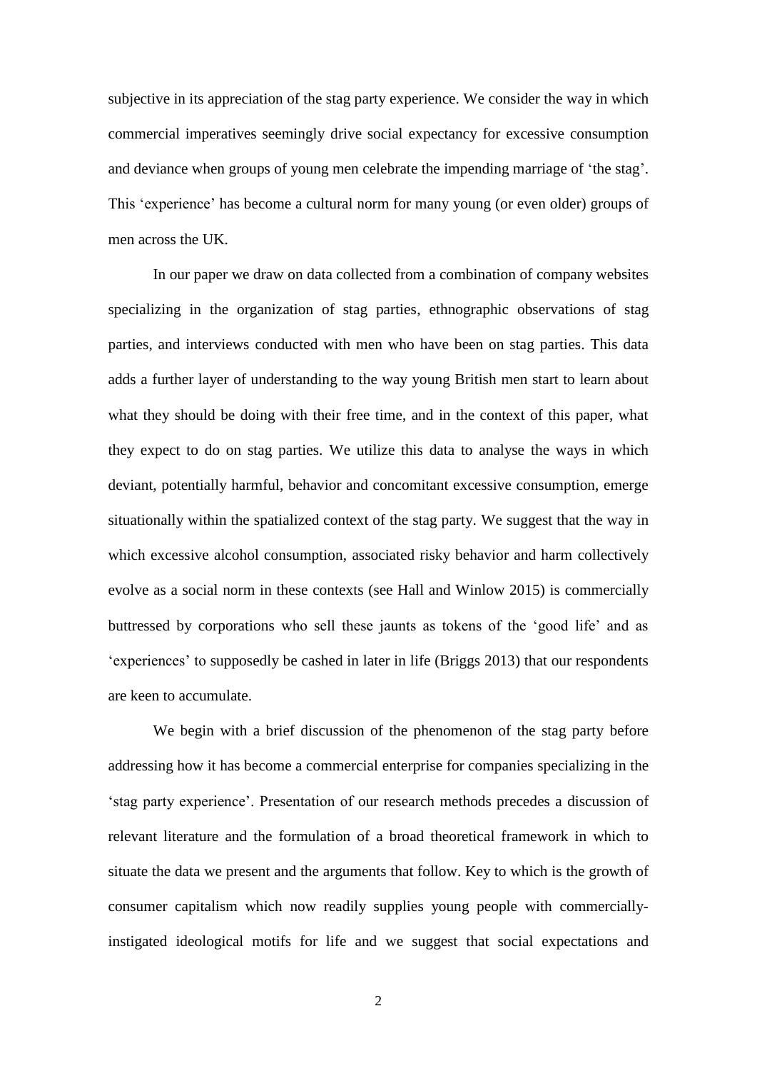subjective in its appreciation of the stag party experience. We consider the way in which commercial imperatives seemingly drive social expectancy for excessive consumption and deviance when groups of young men celebrate the impending marriage of 'the stag'. This 'experience' has become a cultural norm for many young (or even older) groups of men across the UK.

In our paper we draw on data collected from a combination of company websites specializing in the organization of stag parties, ethnographic observations of stag parties, and interviews conducted with men who have been on stag parties. This data adds a further layer of understanding to the way young British men start to learn about what they should be doing with their free time, and in the context of this paper, what they expect to do on stag parties. We utilize this data to analyse the ways in which deviant, potentially harmful, behavior and concomitant excessive consumption, emerge situationally within the spatialized context of the stag party. We suggest that the way in which excessive alcohol consumption, associated risky behavior and harm collectively evolve as a social norm in these contexts (see Hall and Winlow 2015) is commercially buttressed by corporations who sell these jaunts as tokens of the 'good life' and as 'experiences' to supposedly be cashed in later in life (Briggs 2013) that our respondents are keen to accumulate.

We begin with a brief discussion of the phenomenon of the stag party before addressing how it has become a commercial enterprise for companies specializing in the 'stag party experience'. Presentation of our research methods precedes a discussion of relevant literature and the formulation of a broad theoretical framework in which to situate the data we present and the arguments that follow. Key to which is the growth of consumer capitalism which now readily supplies young people with commercially-instigated ideological motifs for life and we suggest that social expectations and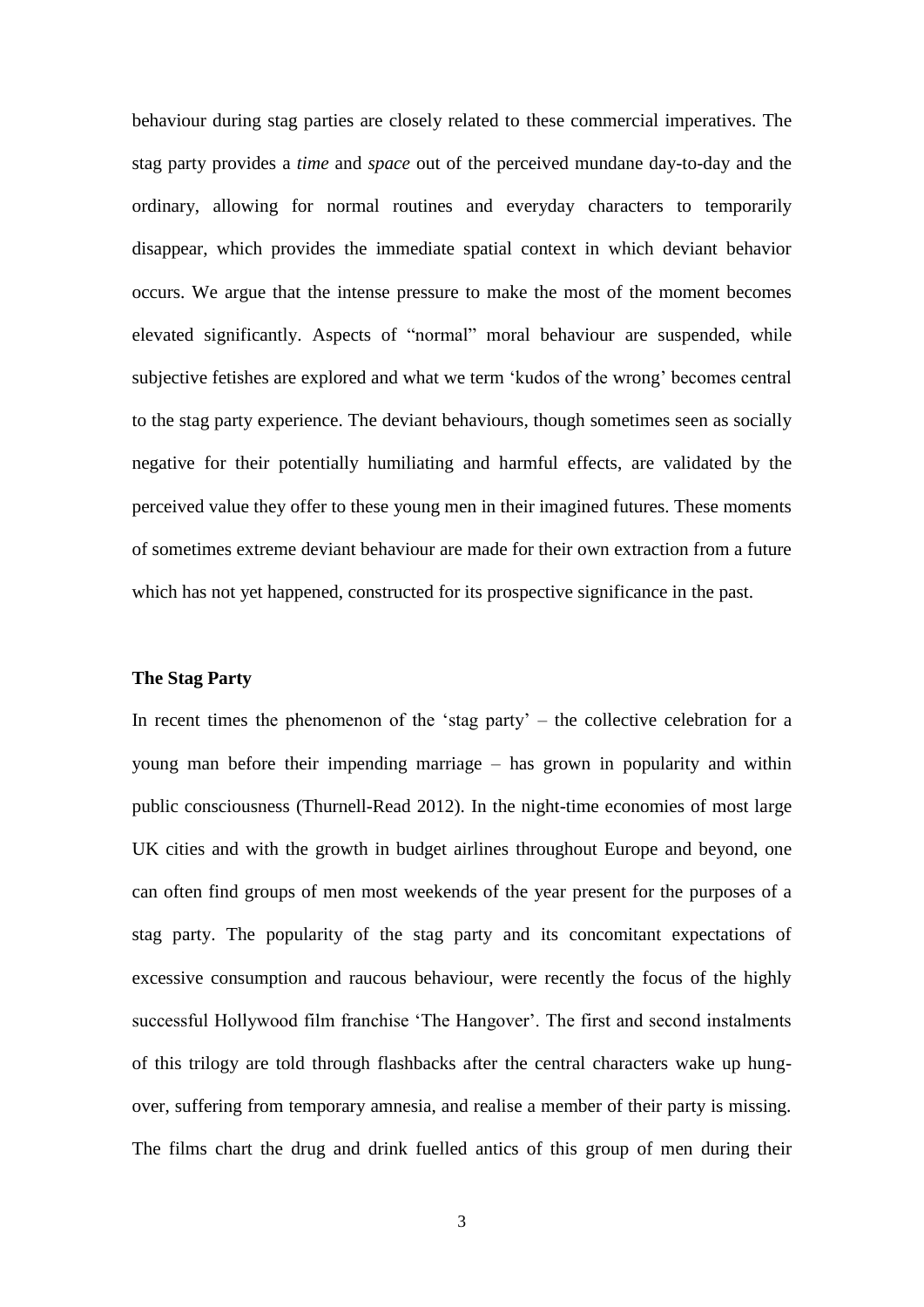behaviour during stag parties are closely related to these commercial imperatives. The stag party provides a *time* and *space* out of the perceived mundane day-to-day and the ordinary, allowing for normal routines and everyday characters to temporarily disappear, which provides the immediate spatial context in which deviant behavior occurs. We argue that the intense pressure to make the most of the moment becomes elevated significantly. Aspects of "normal" moral behaviour are suspended, while subjective fetishes are explored and what we term 'kudos of the wrong' becomes central to the stag party experience. The deviant behaviours, though sometimes seen as socially negative for their potentially humiliating and harmful effects, are validated by the perceived value they offer to these young men in their imagined futures. These moments of sometimes extreme deviant behaviour are made for their own extraction from a future which has not yet happened, constructed for its prospective significance in the past.

**The Stag Party**

In recent times the phenomenon of the 'stag party' – the collective celebration for a young man before their impending marriage – has grown in popularity and within public consciousness (Thurnell-Read 2012). In the night-time economies of most large UK cities and with the growth in budget airlines throughout Europe and beyond, one can often find groups of men most weekends of the year present for the purposes of a stag party. The popularity of the stag party and its concomitant expectations of excessive consumption and raucous behaviour, were recently the focus of the highly successful Hollywood film franchise 'The Hangover'. The first and second instalments of this trilogy are told through flashbacks after the central characters wake up hung-over, suffering from temporary amnesia, and realise a member of their party is missing. The films chart the drug and drink fuelled antics of this group of men during their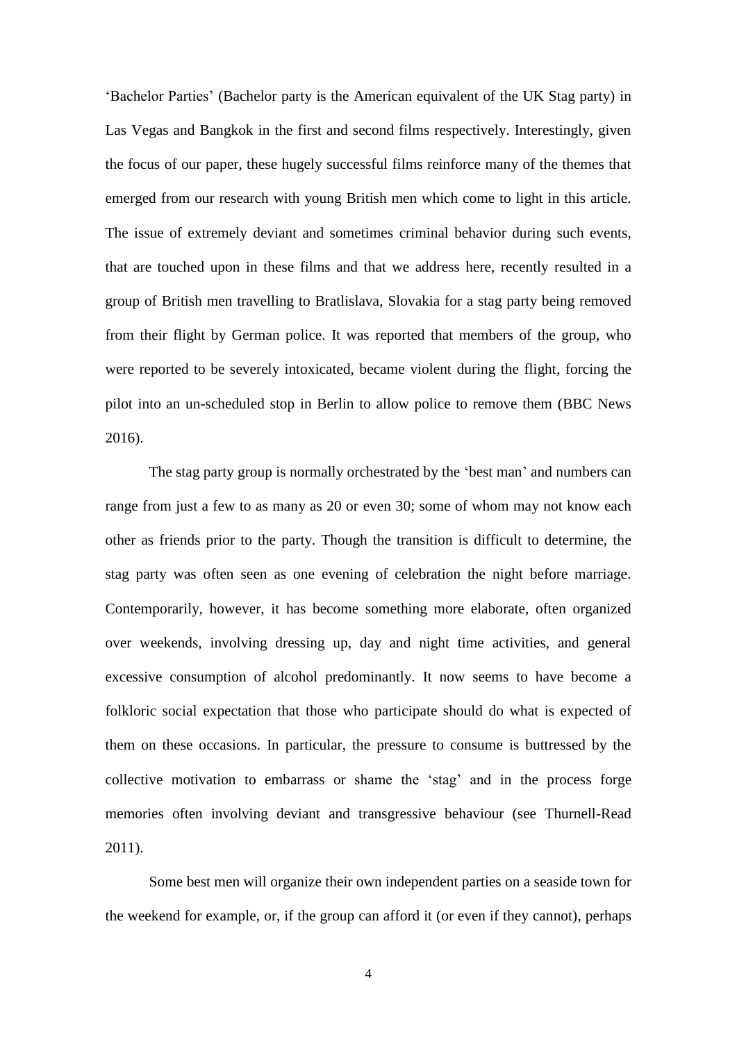'Bachelor Parties' (Bachelor party is the American equivalent of the UK Stag party) in Las Vegas and Bangkok in the first and second films respectively. Interestingly, given the focus of our paper, these hugely successful films reinforce many of the themes that emerged from our research with young British men which come to light in this article. The issue of extremely deviant and sometimes criminal behavior during such events, that are touched upon in these films and that we address here, recently resulted in a group of British men travelling to Bratlislava, Slovakia for a stag party being removed from their flight by German police. It was reported that members of the group, who were reported to be severely intoxicated, became violent during the flight, forcing the pilot into an un-scheduled stop in Berlin to allow police to remove them (BBC News 2016).

The stag party group is normally orchestrated by the 'best man' and numbers can range from just a few to as many as 20 or even 30; some of whom may not know each other as friends prior to the party. Though the transition is difficult to determine, the stag party was often seen as one evening of celebration the night before marriage. Contemporarily, however, it has become something more elaborate, often organized over weekends, involving dressing up, day and night time activities, and general excessive consumption of alcohol predominantly. It now seems to have become a folkloric social expectation that those who participate should do what is expected of them on these occasions. In particular, the pressure to consume is buttressed by the collective motivation to embarrass or shame the 'stag' and in the process forge memories often involving deviant and transgressive behaviour (see Thurnell-Read 2011).

Some best men will organize their own independent parties on a seaside town for the weekend for example, or, if the group can afford it (or even if they cannot), perhaps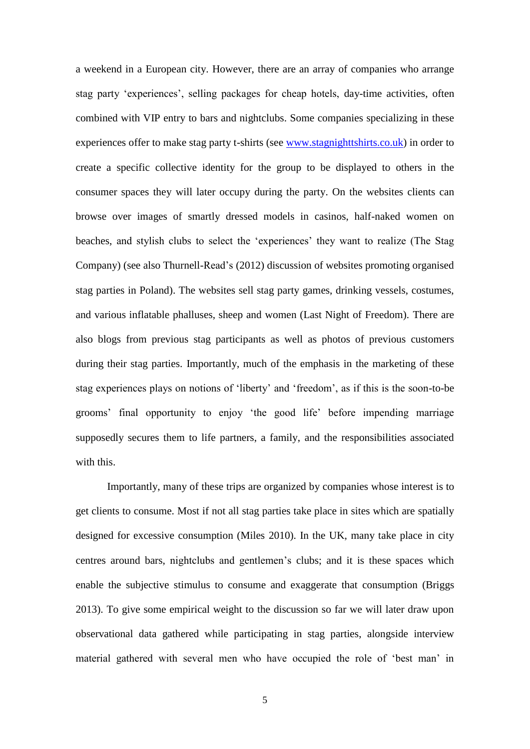a weekend in a European city. However, there are an array of companies who arrange stag party 'experiences', selling packages for cheap hotels, day-time activities, often combined with VIP entry to bars and nightclubs. Some companies specializing in these experiences offer to make stag party t-shirts (see [www.stagnighttshirts.co.uk](http://www.stagnighttshirts.co.uk)) in order to create a specific collective identity for the group to be displayed to others in the consumer spaces they will later occupy during the party. On the websites clients can browse over images of smartly dressed models in casinos, half-naked women on beaches, and stylish clubs to select the 'experiences' they want to realize (The Stag Company) (see also Thurnell-Read's (2012) discussion of websites promoting organised stag parties in Poland). The websites sell stag party games, drinking vessels, costumes, and various inflatable phalluses, sheep and women (Last Night of Freedom). There are also blogs from previous stag participants as well as photos of previous customers during their stag parties. Importantly, much of the emphasis in the marketing of these stag experiences plays on notions of 'liberty' and 'freedom', as if this is the soon-to-be grooms' final opportunity to enjoy 'the good life' before impending marriage supposedly secures them to life partners, a family, and the responsibilities associated with this.

Importantly, many of these trips are organized by companies whose interest is to get clients to consume. Most if not all stag parties take place in sites which are spatially designed for excessive consumption (Miles 2010). In the UK, many take place in city centres around bars, nightclubs and gentlemen's clubs; and it is these spaces which enable the subjective stimulus to consume and exaggerate that consumption (Briggs 2013). To give some empirical weight to the discussion so far we will later draw upon observational data gathered while participating in stag parties, alongside interview material gathered with several men who have occupied the role of 'best man' in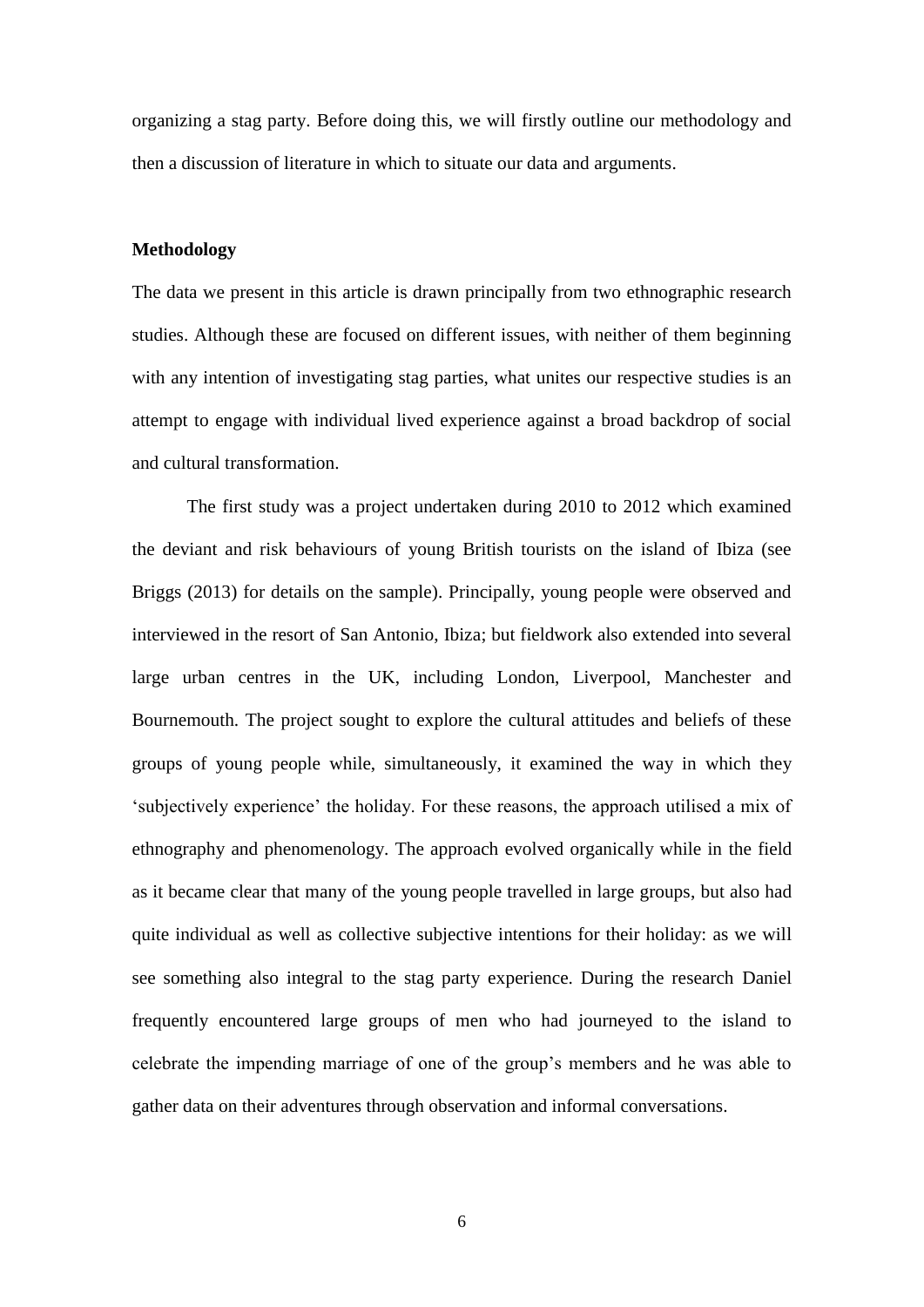organizing a stag party. Before doing this, we will firstly outline our methodology and then a discussion of literature in which to situate our data and arguments.

**Methodology**

The data we present in this article is drawn principally from two ethnographic research studies. Although these are focused on different issues, with neither of them beginning with any intention of investigating stag parties, what unites our respective studies is an attempt to engage with individual lived experience against a broad backdrop of social and cultural transformation.

The first study was a project undertaken during 2010 to 2012 which examined the deviant and risk behaviours of young British tourists on the island of Ibiza (see Briggs (2013) for details on the sample). Principally, young people were observed and interviewed in the resort of San Antonio, Ibiza; but fieldwork also extended into several large urban centres in the UK, including London, Liverpool, Manchester and Bournemouth. The project sought to explore the cultural attitudes and beliefs of these groups of young people while, simultaneously, it examined the way in which they 'subjectively experience' the holiday. For these reasons, the approach utilised a mix of ethnography and phenomenology. The approach evolved organically while in the field as it became clear that many of the young people travelled in large groups, but also had quite individual as well as collective subjective intentions for their holiday: as we will see something also integral to the stag party experience. During the research Daniel frequently encountered large groups of men who had journeyed to the island to celebrate the impending marriage of one of the group's members and he was able to gather data on their adventures through observation and informal conversations.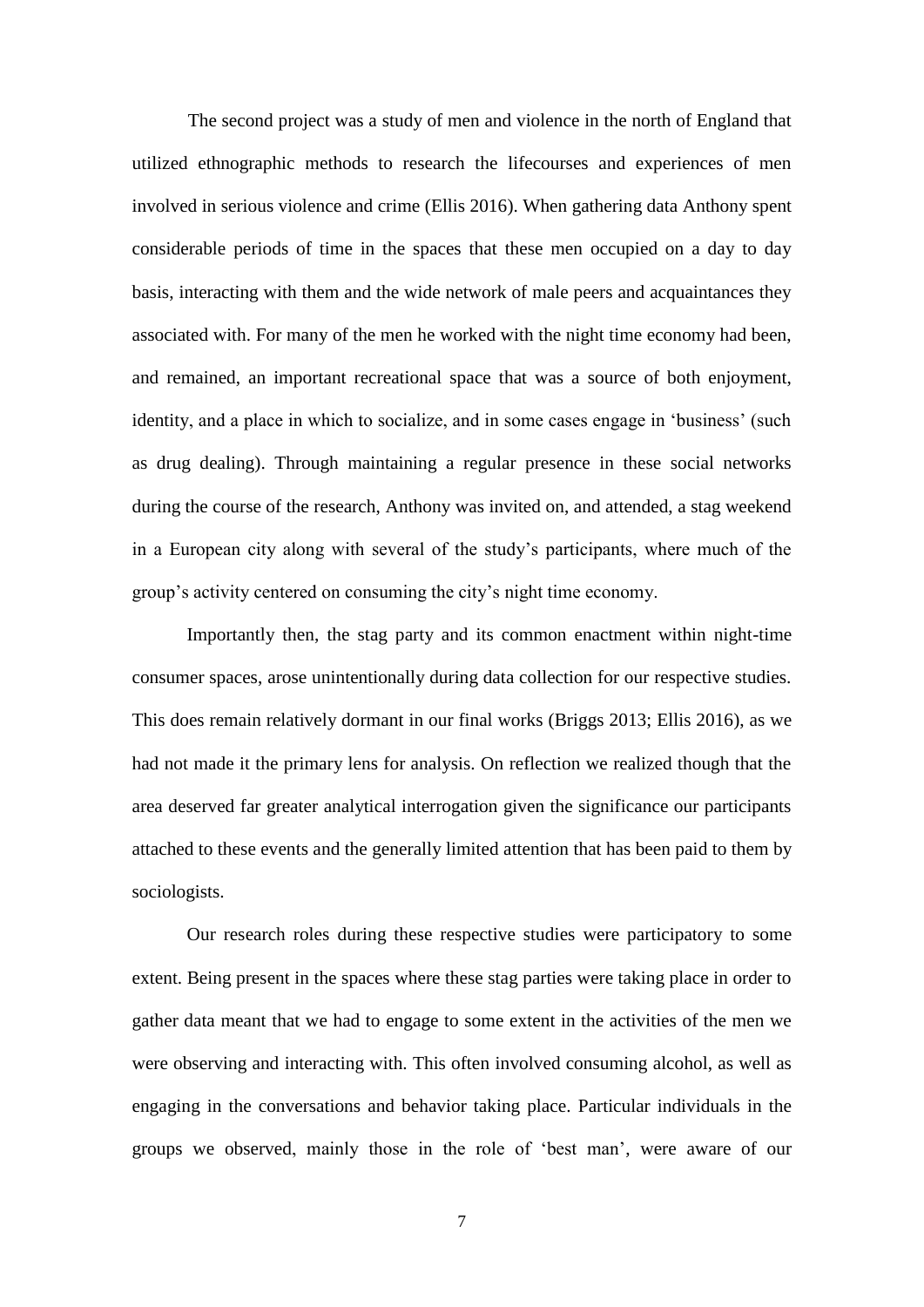The second project was a study of men and violence in the north of England that utilized ethnographic methods to research the lifecourses and experiences of men involved in serious violence and crime (Ellis 2016). When gathering data Anthony spent considerable periods of time in the spaces that these men occupied on a day to day basis, interacting with them and the wide network of male peers and acquaintances they associated with. For many of the men he worked with the night time economy had been, and remained, an important recreational space that was a source of both enjoyment, identity, and a place in which to socialize, and in some cases engage in 'business' (such as drug dealing). Through maintaining a regular presence in these social networks during the course of the research, Anthony was invited on, and attended, a stag weekend in a European city along with several of the study's participants, where much of the group's activity centered on consuming the city's night time economy.

Importantly then, the stag party and its common enactment within night-time consumer spaces, arose unintentionally during data collection for our respective studies. This does remain relatively dormant in our final works (Briggs 2013; Ellis 2016), as we had not made it the primary lens for analysis. On reflection we realized though that the area deserved far greater analytical interrogation given the significance our participants attached to these events and the generally limited attention that has been paid to them by sociologists.

Our research roles during these respective studies were participatory to some extent. Being present in the spaces where these stag parties were taking place in order to gather data meant that we had to engage to some extent in the activities of the men we were observing and interacting with. This often involved consuming alcohol, as well as engaging in the conversations and behavior taking place. Particular individuals in the groups we observed, mainly those in the role of 'best man', were aware of our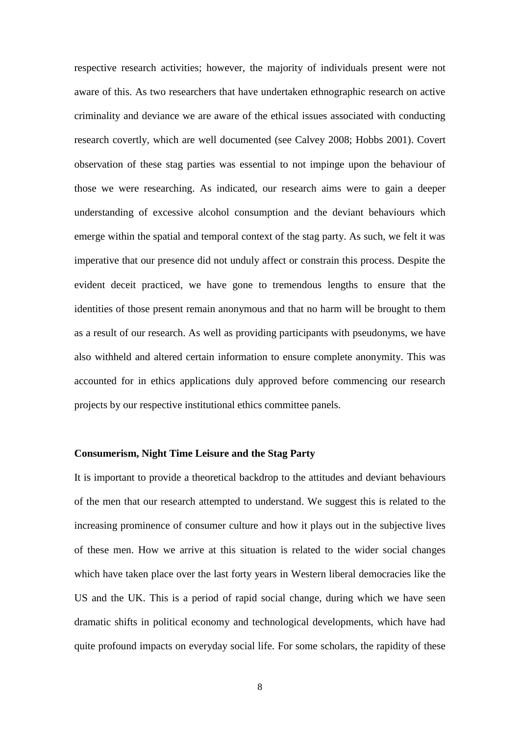respective research activities; however, the majority of individuals present were not aware of this. As two researchers that have undertaken ethnographic research on active criminality and deviance we are aware of the ethical issues associated with conducting research covertly, which are well documented (see Calvey 2008; Hobbs 2001). Covert observation of these stag parties was essential to not impinge upon the behaviour of those we were researching. As indicated, our research aims were to gain a deeper understanding of excessive alcohol consumption and the deviant behaviours which emerge within the spatial and temporal context of the stag party. As such, we felt it was imperative that our presence did not unduly affect or constrain this process. Despite the evident deceit practiced, we have gone to tremendous lengths to ensure that the identities of those present remain anonymous and that no harm will be brought to them as a result of our research. As well as providing participants with pseudonyms, we have also withheld and altered certain information to ensure complete anonymity. This was accounted for in ethics applications duly approved before commencing our research projects by our respective institutional ethics committee panels.

### Consumerism, Night Time Leisure and the Stag Party

It is important to provide a theoretical backdrop to the attitudes and deviant behaviours of the men that our research attempted to understand. We suggest this is related to the increasing prominence of consumer culture and how it plays out in the subjective lives of these men. How we arrive at this situation is related to the wider social changes which have taken place over the last forty years in Western liberal democracies like the US and the UK. This is a period of rapid social change, during which we have seen dramatic shifts in political economy and technological developments, which have had quite profound impacts on everyday social life. For some scholars, the rapidity of these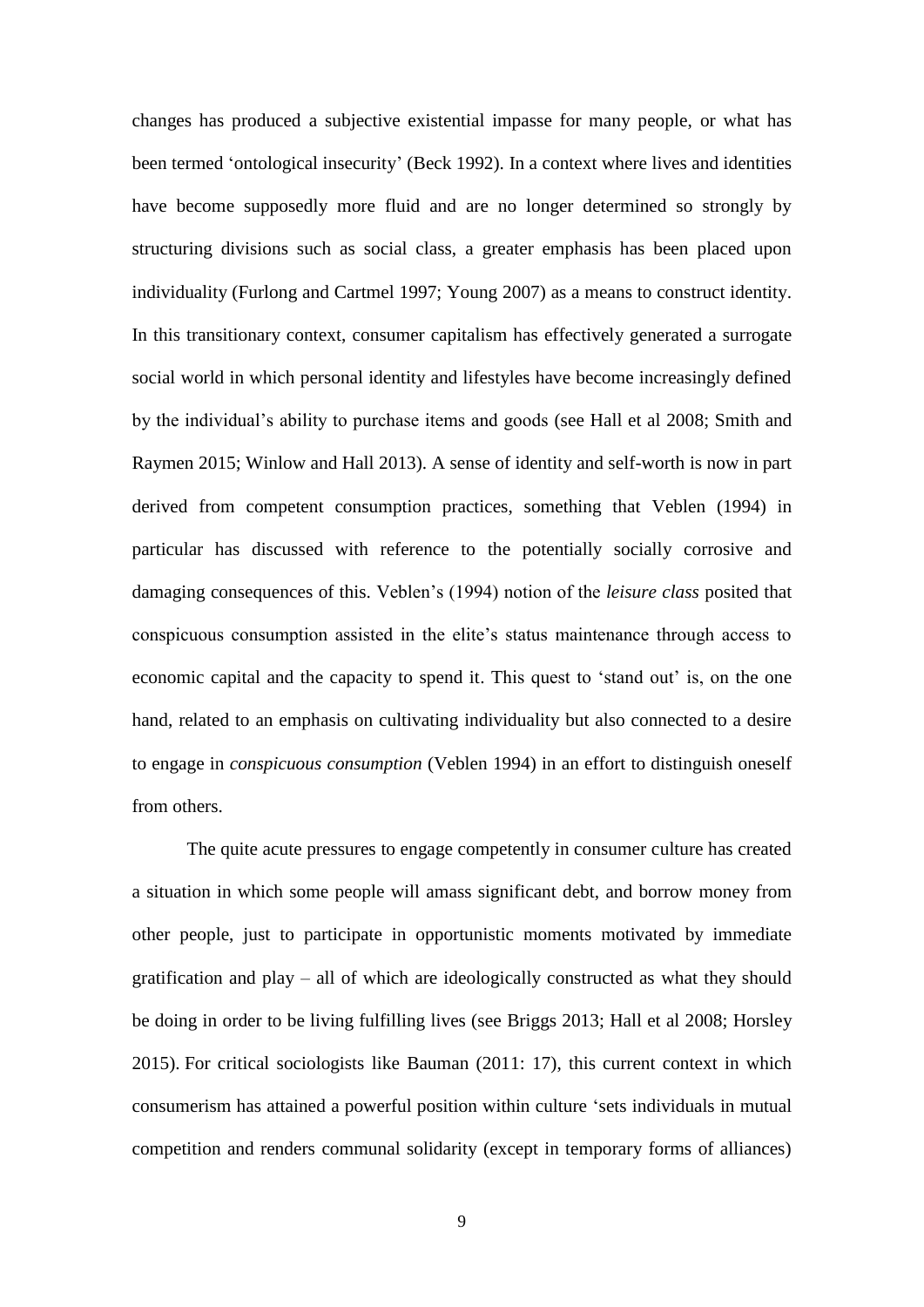changes has produced a subjective existential impasse for many people, or what has been termed 'ontological insecurity' (Beck 1992). In a context where lives and identities have become supposedly more fluid and are no longer determined so strongly by structuring divisions such as social class, a greater emphasis has been placed upon individuality (Furlong and Cartmel 1997; Young 2007) as a means to construct identity. In this transitionary context, consumer capitalism has effectively generated a surrogate social world in which personal identity and lifestyles have become increasingly defined by the individual's ability to purchase items and goods (see Hall et al 2008; Smith and Raymen 2015; Winlow and Hall 2013). A sense of identity and self-worth is now in part derived from competent consumption practices, something that Veblen (1994) in particular has discussed with reference to the potentially socially corrosive and damaging consequences of this. Veblen's (1994) notion of the *leisure class* posited that conspicuous consumption assisted in the elite's status maintenance through access to economic capital and the capacity to spend it. This quest to 'stand out' is, on the one hand, related to an emphasis on cultivating individuality but also connected to a desire to engage in *conspicuous consumption* (Veblen 1994) in an effort to distinguish oneself from others.

The quite acute pressures to engage competently in consumer culture has created a situation in which some people will amass significant debt, and borrow money from other people, just to participate in opportunistic moments motivated by immediate gratification and play – all of which are ideologically constructed as what they should be doing in order to be living fulfilling lives (see Briggs 2013; Hall et al 2008; Horsley 2015). For critical sociologists like Bauman (2011: 17), this current context in which consumerism has attained a powerful position within culture 'sets individuals in mutual competition and renders communal solidarity (except in temporary forms of alliances)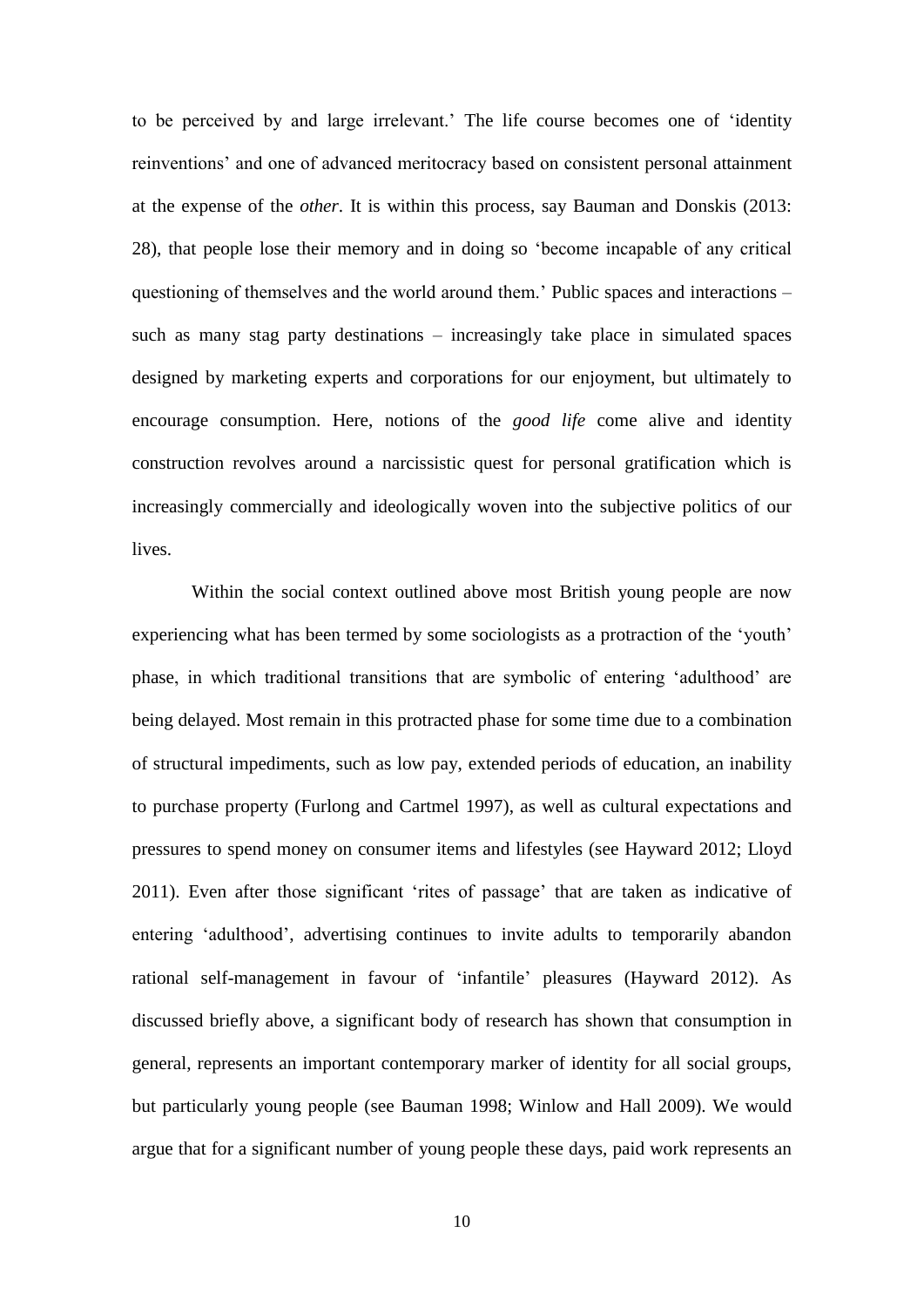to be perceived by and large irrelevant.' The life course becomes one of 'identity reinventions' and one of advanced meritocracy based on consistent personal attainment at the expense of the *other*. It is within this process, say Bauman and Donskis (2013: 28), that people lose their memory and in doing so 'become incapable of any critical questioning of themselves and the world around them.' Public spaces and interactions – such as many stag party destinations – increasingly take place in simulated spaces designed by marketing experts and corporations for our enjoyment, but ultimately to encourage consumption. Here, notions of the *good life* come alive and identity construction revolves around a narcissistic quest for personal gratification which is increasingly commercially and ideologically woven into the subjective politics of our lives.

Within the social context outlined above most British young people are now experiencing what has been termed by some sociologists as a protraction of the 'youth' phase, in which traditional transitions that are symbolic of entering 'adulthood' are being delayed. Most remain in this protracted phase for some time due to a combination of structural impediments, such as low pay, extended periods of education, an inability to purchase property (Furlong and Cartmel 1997), as well as cultural expectations and pressures to spend money on consumer items and lifestyles (see Hayward 2012; Lloyd 2011). Even after those significant 'rites of passage' that are taken as indicative of entering 'adulthood', advertising continues to invite adults to temporarily abandon rational self-management in favour of 'infantile' pleasures (Hayward 2012). As discussed briefly above, a significant body of research has shown that consumption in general, represents an important contemporary marker of identity for all social groups, but particularly young people (see Bauman 1998; Winlow and Hall 2009). We would argue that for a significant number of young people these days, paid work represents an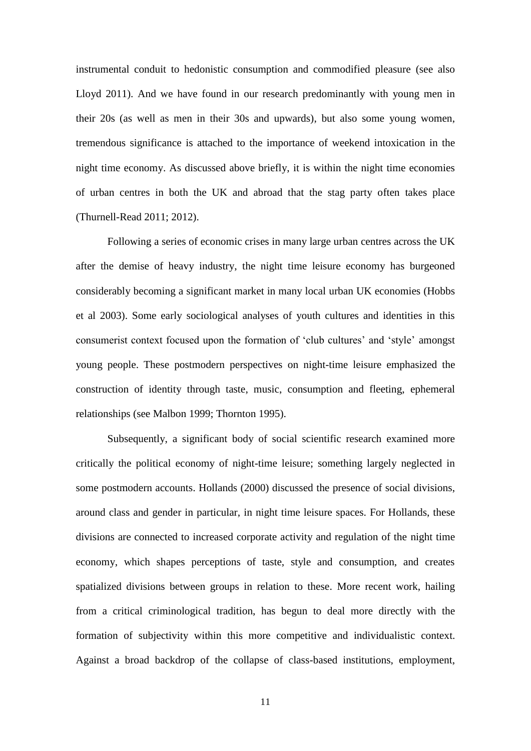instrumental conduit to hedonistic consumption and commodified pleasure (see also Lloyd 2011). And we have found in our research predominantly with young men in their 20s (as well as men in their 30s and upwards), but also some young women, tremendous significance is attached to the importance of weekend intoxication in the night time economy. As discussed above briefly, it is within the night time economies of urban centres in both the UK and abroad that the stag party often takes place (Thurnell-Read 2011; 2012).

Following a series of economic crises in many large urban centres across the UK after the demise of heavy industry, the night time leisure economy has burgeoned considerably becoming a significant market in many local urban UK economies (Hobbs et al 2003). Some early sociological analyses of youth cultures and identities in this consumerist context focused upon the formation of 'club cultures' and 'style' amongst young people. These postmodern perspectives on night-time leisure emphasized the construction of identity through taste, music, consumption and fleeting, ephemeral relationships (see Malbon 1999; Thornton 1995).

Subsequently, a significant body of social scientific research examined more critically the political economy of night-time leisure; something largely neglected in some postmodern accounts. Hollands (2000) discussed the presence of social divisions, around class and gender in particular, in night time leisure spaces. For Hollands, these divisions are connected to increased corporate activity and regulation of the night time economy, which shapes perceptions of taste, style and consumption, and creates spatialized divisions between groups in relation to these. More recent work, hailing from a critical criminological tradition, has begun to deal more directly with the formation of subjectivity within this more competitive and individualistic context. Against a broad backdrop of the collapse of class-based institutions, employment,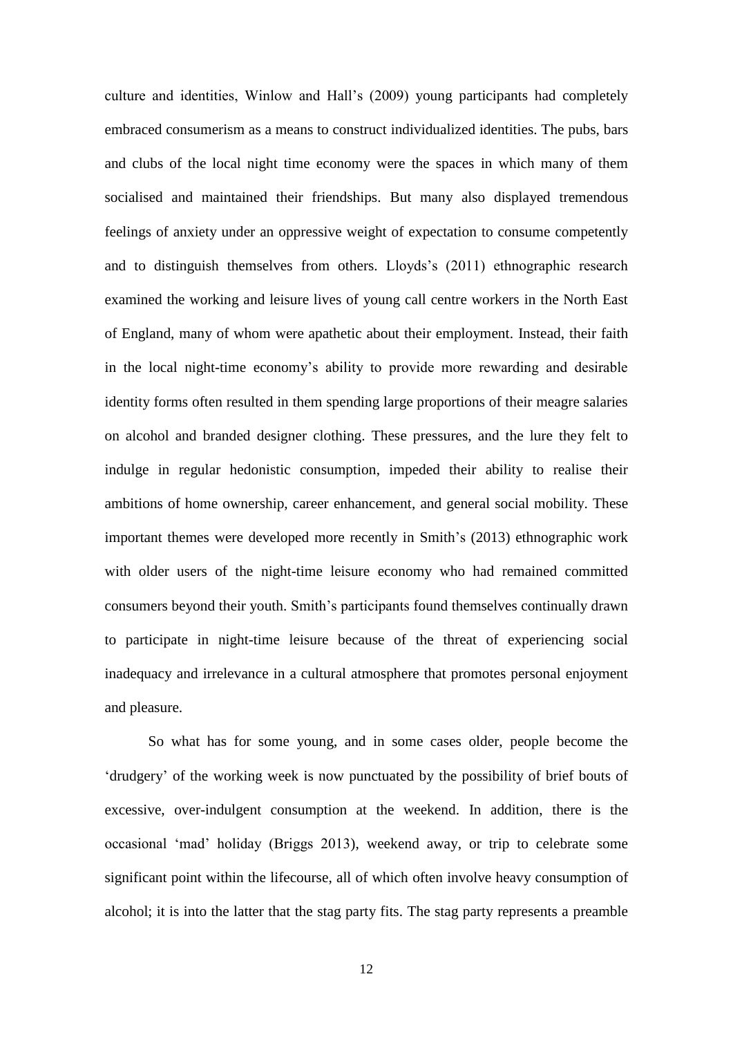culture and identities, Winlow and Hall's (2009) young participants had completely embraced consumerism as a means to construct individualized identities. The pubs, bars and clubs of the local night time economy were the spaces in which many of them socialised and maintained their friendships. But many also displayed tremendous feelings of anxiety under an oppressive weight of expectation to consume competently and to distinguish themselves from others. Lloyds's (2011) ethnographic research examined the working and leisure lives of young call centre workers in the North East of England, many of whom were apathetic about their employment. Instead, their faith in the local night-time economy's ability to provide more rewarding and desirable identity forms often resulted in them spending large proportions of their meagre salaries on alcohol and branded designer clothing. These pressures, and the lure they felt to indulge in regular hedonistic consumption, impeded their ability to realise their ambitions of home ownership, career enhancement, and general social mobility. These important themes were developed more recently in Smith's (2013) ethnographic work with older users of the night-time leisure economy who had remained committed consumers beyond their youth. Smith's participants found themselves continually drawn to participate in night-time leisure because of the threat of experiencing social inadequacy and irrelevance in a cultural atmosphere that promotes personal enjoyment and pleasure.

So what has for some young, and in some cases older, people become the 'drudgery' of the working week is now punctuated by the possibility of brief bouts of excessive, over-indulgent consumption at the weekend. In addition, there is the occasional 'mad' holiday (Briggs 2013), weekend away, or trip to celebrate some significant point within the lifecourse, all of which often involve heavy consumption of alcohol; it is into the latter that the stag party fits. The stag party represents a preamble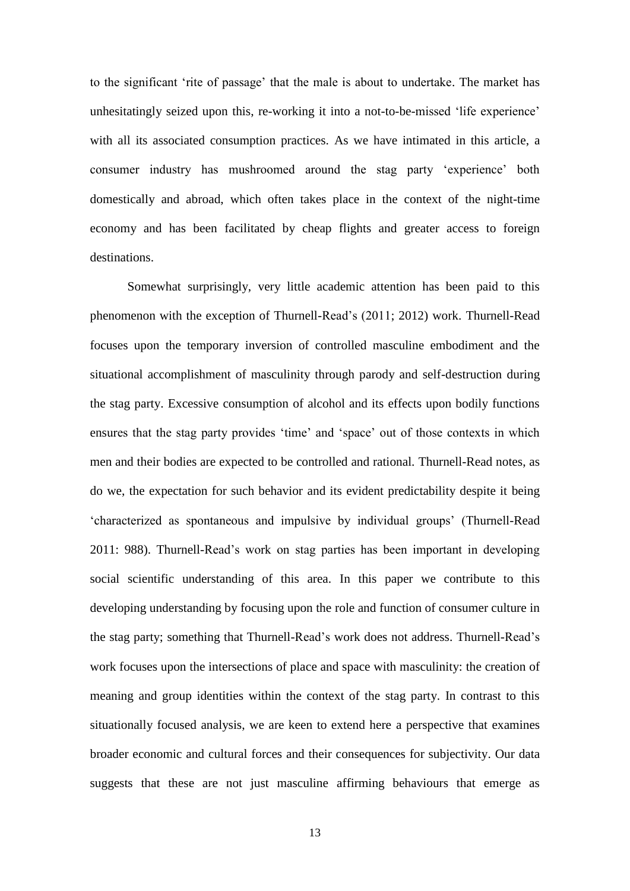to the significant 'rite of passage' that the male is about to undertake. The market has unhesitatingly seized upon this, re-working it into a not-to-be-missed 'life experience' with all its associated consumption practices. As we have intimated in this article, a consumer industry has mushroomed around the stag party 'experience' both domestically and abroad, which often takes place in the context of the night-time economy and has been facilitated by cheap flights and greater access to foreign destinations.

Somewhat surprisingly, very little academic attention has been paid to this phenomenon with the exception of Thurnell-Read's (2011; 2012) work. Thurnell-Read focuses upon the temporary inversion of controlled masculine embodiment and the situational accomplishment of masculinity through parody and self-destruction during the stag party. Excessive consumption of alcohol and its effects upon bodily functions ensures that the stag party provides 'time' and 'space' out of those contexts in which men and their bodies are expected to be controlled and rational. Thurnell-Read notes, as do we, the expectation for such behavior and its evident predictability despite it being 'characterized as spontaneous and impulsive by individual groups' (Thurnell-Read 2011: 988). Thurnell-Read's work on stag parties has been important in developing social scientific understanding of this area. In this paper we contribute to this developing understanding by focusing upon the role and function of consumer culture in the stag party; something that Thurnell-Read's work does not address. Thurnell-Read's work focuses upon the intersections of place and space with masculinity: the creation of meaning and group identities within the context of the stag party. In contrast to this situationally focused analysis, we are keen to extend here a perspective that examines broader economic and cultural forces and their consequences for subjectivity. Our data suggests that these are not just masculine affirming behaviours that emerge as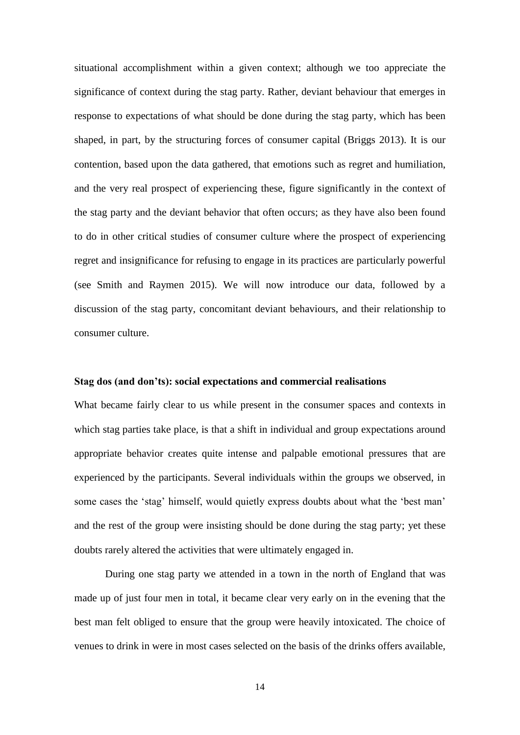situational accomplishment within a given context; although we too appreciate the significance of context during the stag party. Rather, deviant behaviour that emerges in response to expectations of what should be done during the stag party, which has been shaped, in part, by the structuring forces of consumer capital (Briggs 2013). It is our contention, based upon the data gathered, that emotions such as regret and humiliation, and the very real prospect of experiencing these, figure significantly in the context of the stag party and the deviant behavior that often occurs; as they have also been found to do in other critical studies of consumer culture where the prospect of experiencing regret and insignificance for refusing to engage in its practices are particularly powerful (see Smith and Raymen 2015). We will now introduce our data, followed by a discussion of the stag party, concomitant deviant behaviours, and their relationship to consumer culture.

**Stag dos (and don'ts): social expectations and commercial realisations**

What became fairly clear to us while present in the consumer spaces and contexts in which stag parties take place, is that a shift in individual and group expectations around appropriate behavior creates quite intense and palpable emotional pressures that are experienced by the participants. Several individuals within the groups we observed, in some cases the 'stag' himself, would quietly express doubts about what the 'best man' and the rest of the group were insisting should be done during the stag party; yet these doubts rarely altered the activities that were ultimately engaged in.

During one stag party we attended in a town in the north of England that was made up of just four men in total, it became clear very early on in the evening that the best man felt obliged to ensure that the group were heavily intoxicated. The choice of venues to drink in were in most cases selected on the basis of the drinks offers available,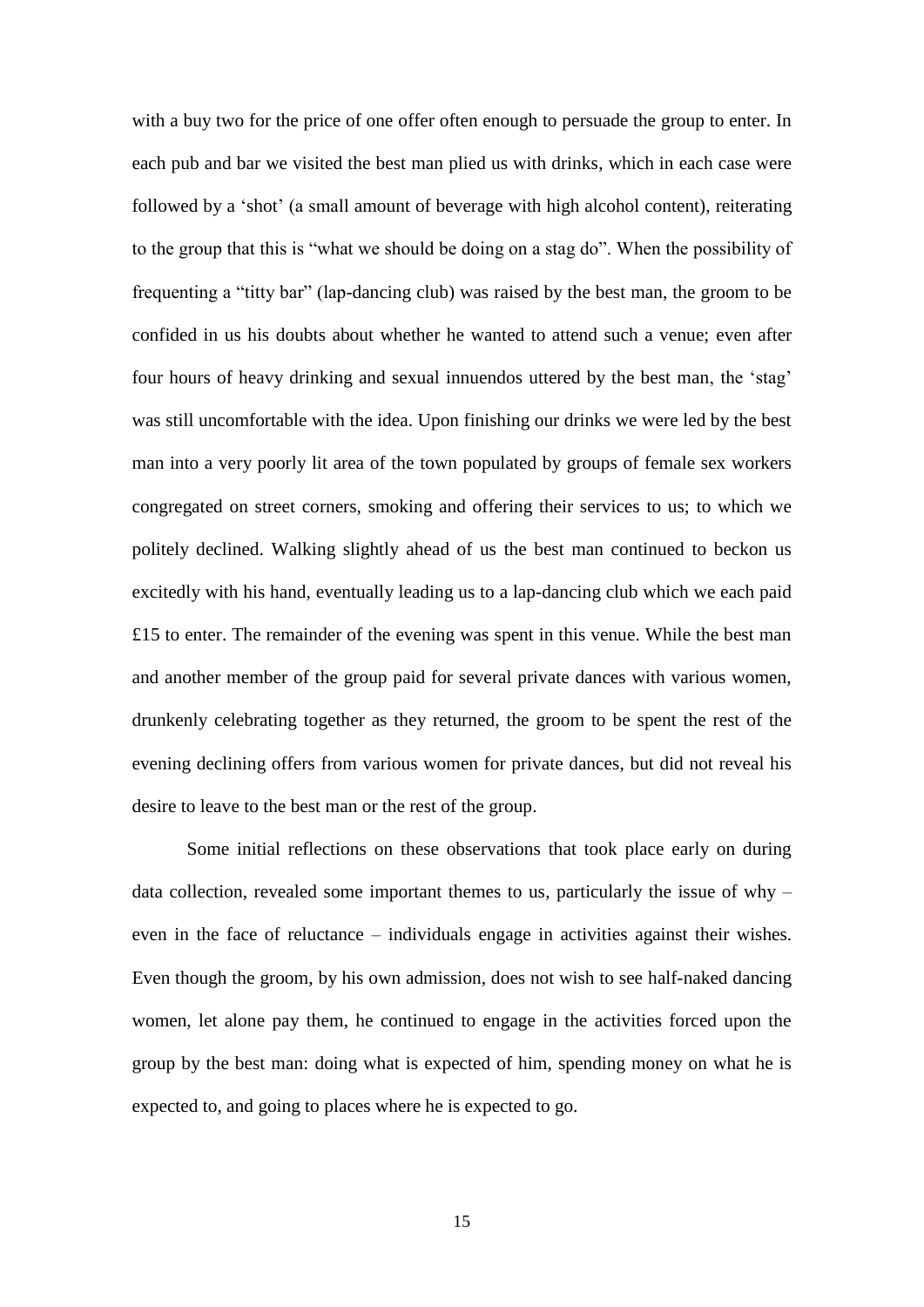with a buy two for the price of one offer often enough to persuade the group to enter. In each pub and bar we visited the best man plied us with drinks, which in each case were followed by a 'shot' (a small amount of beverage with high alcohol content), reiterating to the group that this is "what we should be doing on a stag do". When the possibility of frequenting a "titty bar" (lap-dancing club) was raised by the best man, the groom to be confided in us his doubts about whether he wanted to attend such a venue; even after four hours of heavy drinking and sexual innuendos uttered by the best man, the 'stag' was still uncomfortable with the idea. Upon finishing our drinks we were led by the best man into a very poorly lit area of the town populated by groups of female sex workers congregated on street corners, smoking and offering their services to us; to which we politely declined. Walking slightly ahead of us the best man continued to beckon us excitedly with his hand, eventually leading us to a lap-dancing club which we each paid £15 to enter. The remainder of the evening was spent in this venue. While the best man and another member of the group paid for several private dances with various women, drunkenly celebrating together as they returned, the groom to be spent the rest of the evening declining offers from various women for private dances, but did not reveal his desire to leave to the best man or the rest of the group.

Some initial reflections on these observations that took place early on during data collection, revealed some important themes to us, particularly the issue of why – even in the face of reluctance – individuals engage in activities against their wishes. Even though the groom, by his own admission, does not wish to see half-naked dancing women, let alone pay them, he continued to engage in the activities forced upon the group by the best man: doing what is expected of him, spending money on what he is expected to, and going to places where he is expected to go.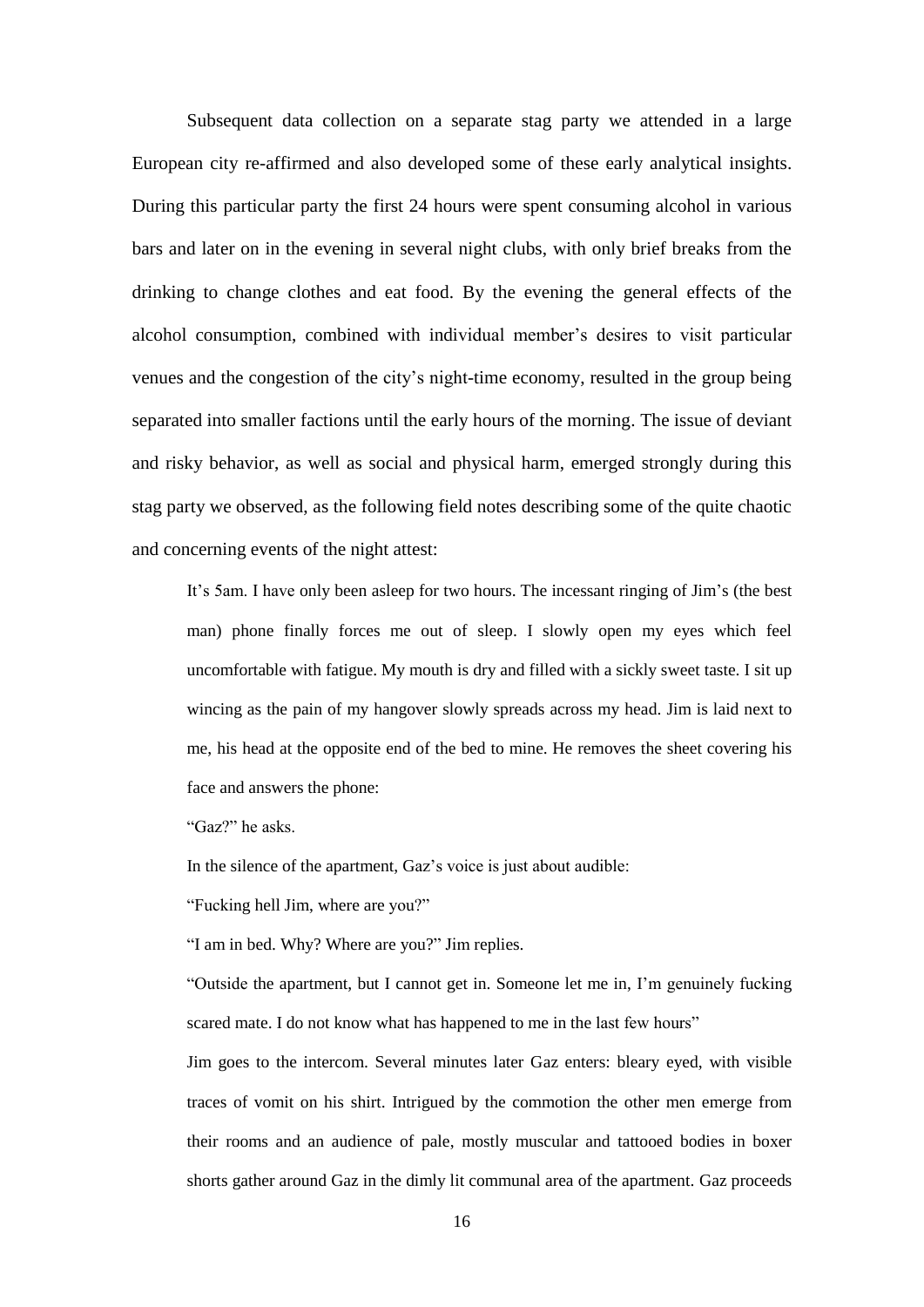Subsequent data collection on a separate stag party we attended in a large European city re-affirmed and also developed some of these early analytical insights. During this particular party the first 24 hours were spent consuming alcohol in various bars and later on in the evening in several night clubs, with only brief breaks from the drinking to change clothes and eat food. By the evening the general effects of the alcohol consumption, combined with individual member's desires to visit particular venues and the congestion of the city's night-time economy, resulted in the group being separated into smaller factions until the early hours of the morning. The issue of deviant and risky behavior, as well as social and physical harm, emerged strongly during this stag party we observed, as the following field notes describing some of the quite chaotic and concerning events of the night attest:

> It's 5am. I have only been asleep for two hours. The incessant ringing of Jim's (the best man) phone finally forces me out of sleep. I slowly open my eyes which feel uncomfortable with fatigue. My mouth is dry and filled with a sickly sweet taste. I sit up wincing as the pain of my hangover slowly spreads across my head. Jim is laid next to me, his head at the opposite end of the bed to mine. He removes the sheet covering his face and answers the phone:
>
> "Gaz?" he asks.
>
> In the silence of the apartment, Gaz's voice is just about audible:
>
> "Fucking hell Jim, where are you?"
>
> "I am in bed. Why? Where are you?" Jim replies.
>
> "Outside the apartment, but I cannot get in. Someone let me in, I'm genuinely fucking scared mate. I do not know what has happened to me in the last few hours"
>
> Jim goes to the intercom. Several minutes later Gaz enters: bleary eyed, with visible traces of vomit on his shirt. Intrigued by the commotion the other men emerge from their rooms and an audience of pale, mostly muscular and tattooed bodies in boxer shorts gather around Gaz in the dimly lit communal area of the apartment. Gaz proceeds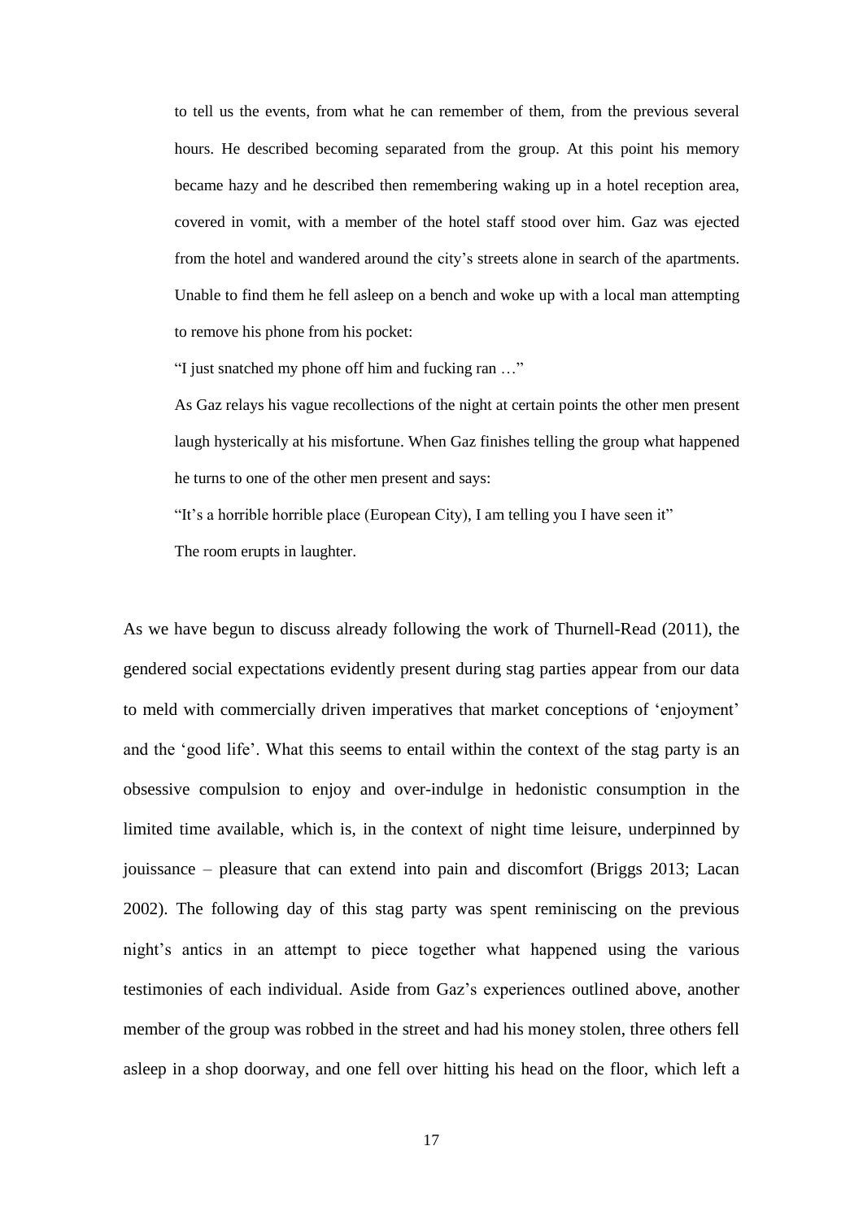> to tell us the events, from what he can remember of them, from the previous several hours. He described becoming separated from the group. At this point his memory became hazy and he described then remembering waking up in a hotel reception area, covered in vomit, with a member of the hotel staff stood over him. Gaz was ejected from the hotel and wandered around the city's streets alone in search of the apartments. Unable to find them he fell asleep on a bench and woke up with a local man attempting to remove his phone from his pocket:
>
> "I just snatched my phone off him and fucking ran …"
>
> As Gaz relays his vague recollections of the night at certain points the other men present laugh hysterically at his misfortune. When Gaz finishes telling the group what happened he turns to one of the other men present and says:
>
> "It's a horrible horrible place (European City), I am telling you I have seen it"
>
> The room erupts in laughter.

As we have begun to discuss already following the work of Thurnell-Read (2011), the gendered social expectations evidently present during stag parties appear from our data to meld with commercially driven imperatives that market conceptions of 'enjoyment' and the 'good life'. What this seems to entail within the context of the stag party is an obsessive compulsion to enjoy and over-indulge in hedonistic consumption in the limited time available, which is, in the context of night time leisure, underpinned by jouissance – pleasure that can extend into pain and discomfort (Briggs 2013; Lacan 2002). The following day of this stag party was spent reminiscing on the previous night's antics in an attempt to piece together what happened using the various testimonies of each individual. Aside from Gaz's experiences outlined above, another member of the group was robbed in the street and had his money stolen, three others fell asleep in a shop doorway, and one fell over hitting his head on the floor, which left a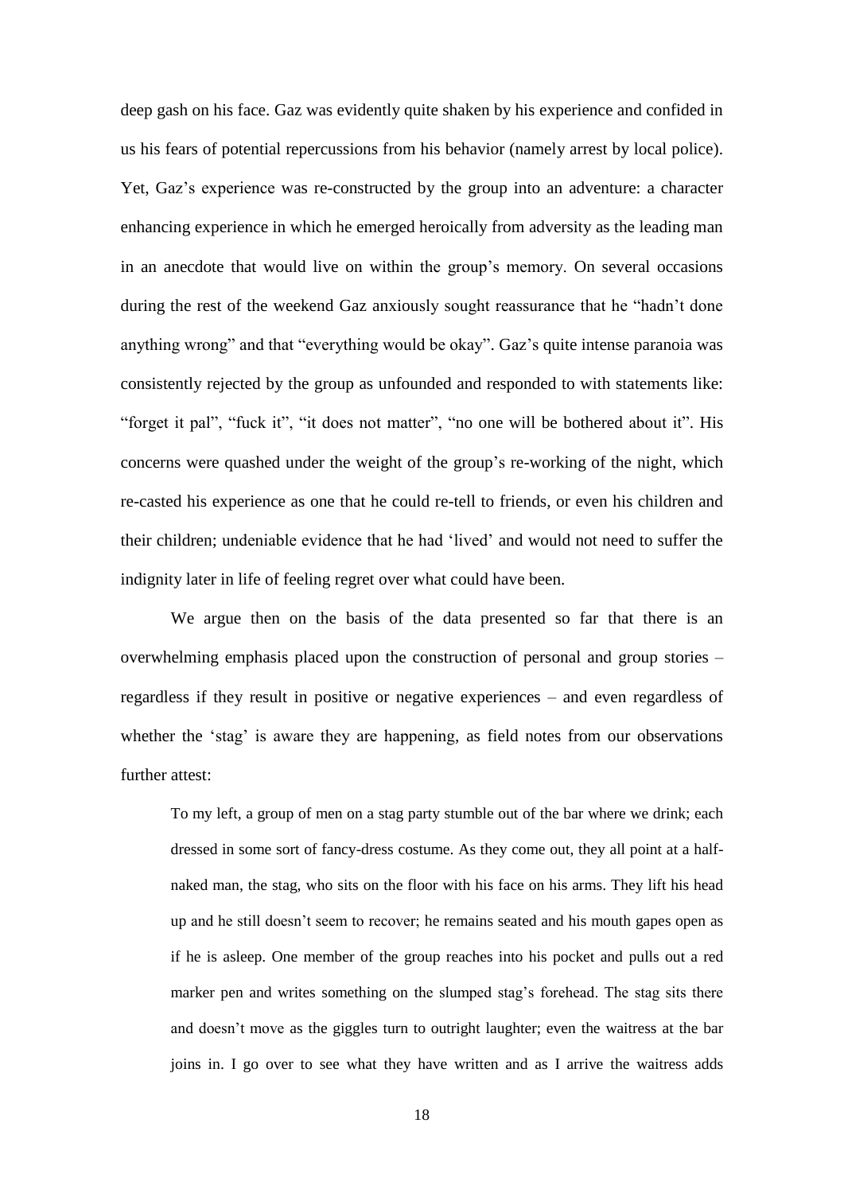deep gash on his face. Gaz was evidently quite shaken by his experience and confided in us his fears of potential repercussions from his behavior (namely arrest by local police). Yet, Gaz's experience was re-constructed by the group into an adventure: a character enhancing experience in which he emerged heroically from adversity as the leading man in an anecdote that would live on within the group's memory. On several occasions during the rest of the weekend Gaz anxiously sought reassurance that he "hadn't done anything wrong" and that "everything would be okay". Gaz's quite intense paranoia was consistently rejected by the group as unfounded and responded to with statements like: "forget it pal", "fuck it", "it does not matter", "no one will be bothered about it". His concerns were quashed under the weight of the group's re-working of the night, which re-casted his experience as one that he could re-tell to friends, or even his children and their children; undeniable evidence that he had 'lived' and would not need to suffer the indignity later in life of feeling regret over what could have been.

We argue then on the basis of the data presented so far that there is an overwhelming emphasis placed upon the construction of personal and group stories – regardless if they result in positive or negative experiences – and even regardless of whether the 'stag' is aware they are happening, as field notes from our observations further attest:

> To my left, a group of men on a stag party stumble out of the bar where we drink; each dressed in some sort of fancy-dress costume. As they come out, they all point at a half-naked man, the stag, who sits on the floor with his face on his arms. They lift his head up and he still doesn't seem to recover; he remains seated and his mouth gapes open as if he is asleep. One member of the group reaches into his pocket and pulls out a red marker pen and writes something on the slumped stag's forehead. The stag sits there and doesn't move as the giggles turn to outright laughter; even the waitress at the bar joins in. I go over to see what they have written and as I arrive the waitress adds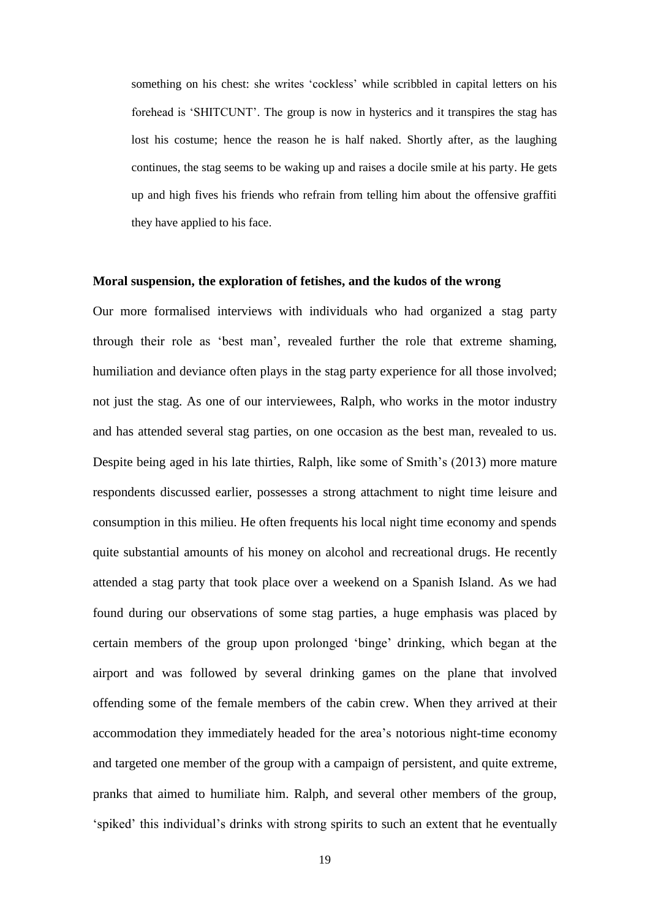> something on his chest: she writes 'cockless' while scribbled in capital letters on his forehead is 'SHITCUNT'. The group is now in hysterics and it transpires the stag has lost his costume; hence the reason he is half naked. Shortly after, as the laughing continues, the stag seems to be waking up and raises a docile smile at his party. He gets up and high fives his friends who refrain from telling him about the offensive graffiti they have applied to his face.

**Moral suspension, the exploration of fetishes, and the kudos of the wrong**

Our more formalised interviews with individuals who had organized a stag party through their role as 'best man', revealed further the role that extreme shaming, humiliation and deviance often plays in the stag party experience for all those involved; not just the stag. As one of our interviewees, Ralph, who works in the motor industry and has attended several stag parties, on one occasion as the best man, revealed to us. Despite being aged in his late thirties, Ralph, like some of Smith's (2013) more mature respondents discussed earlier, possesses a strong attachment to night time leisure and consumption in this milieu. He often frequents his local night time economy and spends quite substantial amounts of his money on alcohol and recreational drugs. He recently attended a stag party that took place over a weekend on a Spanish Island. As we had found during our observations of some stag parties, a huge emphasis was placed by certain members of the group upon prolonged 'binge' drinking, which began at the airport and was followed by several drinking games on the plane that involved offending some of the female members of the cabin crew. When they arrived at their accommodation they immediately headed for the area's notorious night-time economy and targeted one member of the group with a campaign of persistent, and quite extreme, pranks that aimed to humiliate him. Ralph, and several other members of the group, 'spiked' this individual's drinks with strong spirits to such an extent that he eventually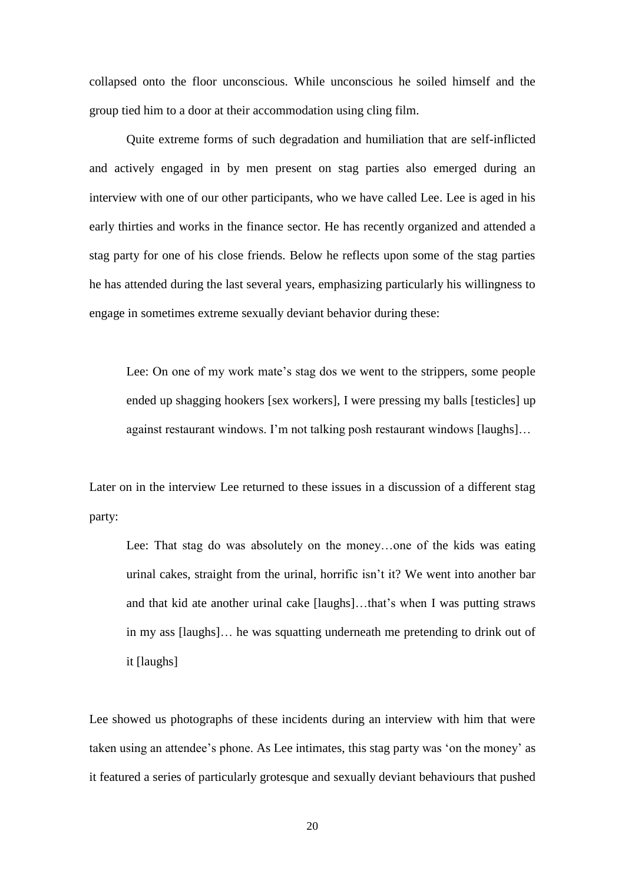collapsed onto the floor unconscious. While unconscious he soiled himself and the group tied him to a door at their accommodation using cling film.

Quite extreme forms of such degradation and humiliation that are self-inflicted and actively engaged in by men present on stag parties also emerged during an interview with one of our other participants, who we have called Lee. Lee is aged in his early thirties and works in the finance sector. He has recently organized and attended a stag party for one of his close friends. Below he reflects upon some of the stag parties he has attended during the last several years, emphasizing particularly his willingness to engage in sometimes extreme sexually deviant behavior during these:

> Lee: On one of my work mate's stag dos we went to the strippers, some people ended up shagging hookers [sex workers], I were pressing my balls [testicles] up against restaurant windows. I'm not talking posh restaurant windows [laughs]…

Later on in the interview Lee returned to these issues in a discussion of a different stag party:

> Lee: That stag do was absolutely on the money…one of the kids was eating urinal cakes, straight from the urinal, horrific isn't it? We went into another bar and that kid ate another urinal cake [laughs]…that's when I was putting straws in my ass [laughs]… he was squatting underneath me pretending to drink out of it [laughs]

Lee showed us photographs of these incidents during an interview with him that were taken using an attendee's phone. As Lee intimates, this stag party was 'on the money' as it featured a series of particularly grotesque and sexually deviant behaviours that pushed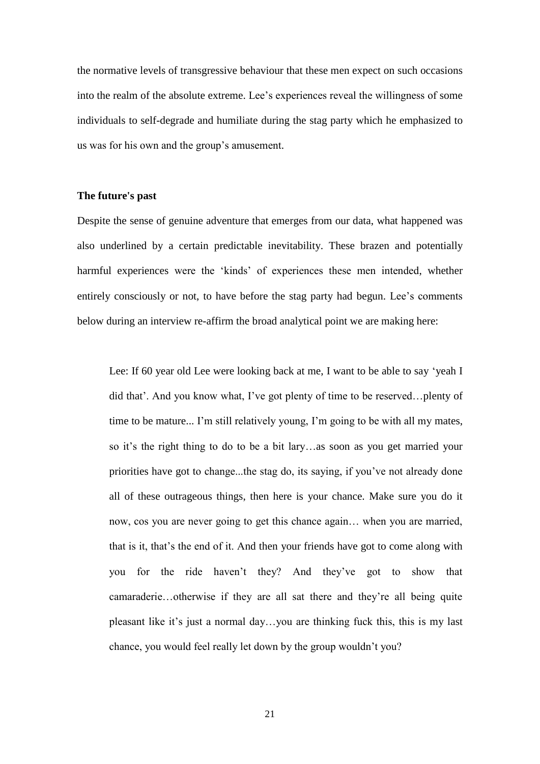the normative levels of transgressive behaviour that these men expect on such occasions into the realm of the absolute extreme. Lee's experiences reveal the willingness of some individuals to self-degrade and humiliate during the stag party which he emphasized to us was for his own and the group's amusement.

**The future's past**

Despite the sense of genuine adventure that emerges from our data, what happened was also underlined by a certain predictable inevitability. These brazen and potentially harmful experiences were the 'kinds' of experiences these men intended, whether entirely consciously or not, to have before the stag party had begun. Lee's comments below during an interview re-affirm the broad analytical point we are making here:

> Lee: If 60 year old Lee were looking back at me, I want to be able to say 'yeah I did that'. And you know what, I've got plenty of time to be reserved…plenty of time to be mature... I'm still relatively young, I'm going to be with all my mates, so it's the right thing to do to be a bit lary…as soon as you get married your priorities have got to change...the stag do, its saying, if you've not already done all of these outrageous things, then here is your chance. Make sure you do it now, cos you are never going to get this chance again… when you are married, that is it, that's the end of it. And then your friends have got to come along with you for the ride haven't they? And they've got to show that camaraderie…otherwise if they are all sat there and they're all being quite pleasant like it's just a normal day…you are thinking fuck this, this is my last chance, you would feel really let down by the group wouldn't you?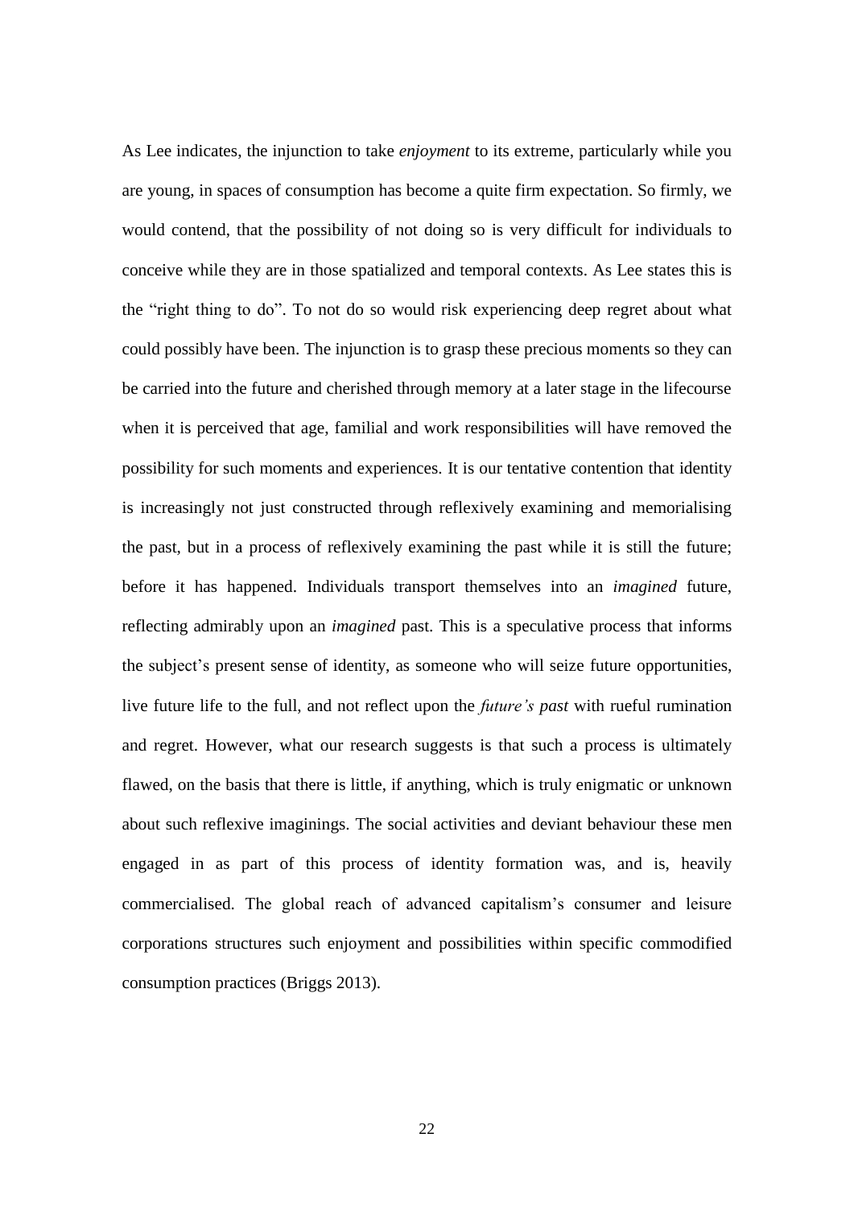As Lee indicates, the injunction to take *enjoyment* to its extreme, particularly while you are young, in spaces of consumption has become a quite firm expectation. So firmly, we would contend, that the possibility of not doing so is very difficult for individuals to conceive while they are in those spatialized and temporal contexts. As Lee states this is the "right thing to do". To not do so would risk experiencing deep regret about what could possibly have been. The injunction is to grasp these precious moments so they can be carried into the future and cherished through memory at a later stage in the lifecourse when it is perceived that age, familial and work responsibilities will have removed the possibility for such moments and experiences. It is our tentative contention that identity is increasingly not just constructed through reflexively examining and memorialising the past, but in a process of reflexively examining the past while it is still the future; before it has happened. Individuals transport themselves into an *imagined* future, reflecting admirably upon an *imagined* past. This is a speculative process that informs the subject's present sense of identity, as someone who will seize future opportunities, live future life to the full, and not reflect upon the *future's past* with rueful rumination and regret. However, what our research suggests is that such a process is ultimately flawed, on the basis that there is little, if anything, which is truly enigmatic or unknown about such reflexive imaginings. The social activities and deviant behaviour these men engaged in as part of this process of identity formation was, and is, heavily commercialised. The global reach of advanced capitalism's consumer and leisure corporations structures such enjoyment and possibilities within specific commodified consumption practices (Briggs 2013).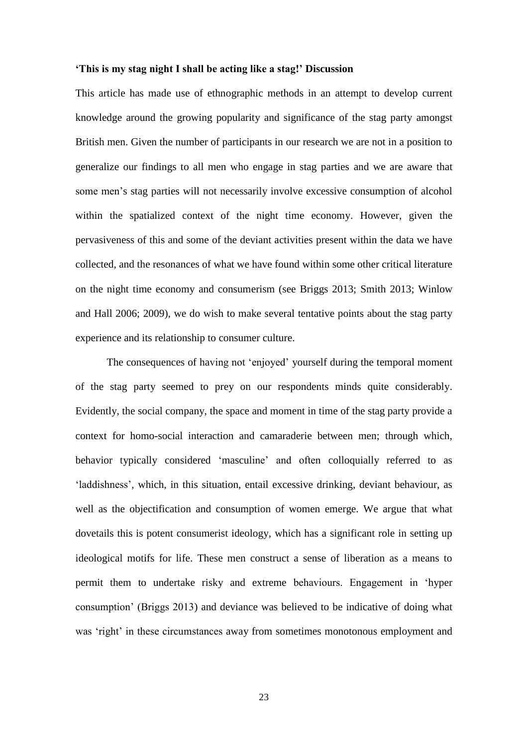**'This is my stag night I shall be acting like a stag!' Discussion**

This article has made use of ethnographic methods in an attempt to develop current knowledge around the growing popularity and significance of the stag party amongst British men. Given the number of participants in our research we are not in a position to generalize our findings to all men who engage in stag parties and we are aware that some men's stag parties will not necessarily involve excessive consumption of alcohol within the spatialized context of the night time economy. However, given the pervasiveness of this and some of the deviant activities present within the data we have collected, and the resonances of what we have found within some other critical literature on the night time economy and consumerism (see Briggs 2013; Smith 2013; Winlow and Hall 2006; 2009), we do wish to make several tentative points about the stag party experience and its relationship to consumer culture.

The consequences of having not 'enjoyed' yourself during the temporal moment of the stag party seemed to prey on our respondents minds quite considerably. Evidently, the social company, the space and moment in time of the stag party provide a context for homo-social interaction and camaraderie between men; through which, behavior typically considered 'masculine' and often colloquially referred to as 'laddishness', which, in this situation, entail excessive drinking, deviant behaviour, as well as the objectification and consumption of women emerge. We argue that what dovetails this is potent consumerist ideology, which has a significant role in setting up ideological motifs for life. These men construct a sense of liberation as a means to permit them to undertake risky and extreme behaviours. Engagement in 'hyper consumption' (Briggs 2013) and deviance was believed to be indicative of doing what was 'right' in these circumstances away from sometimes monotonous employment and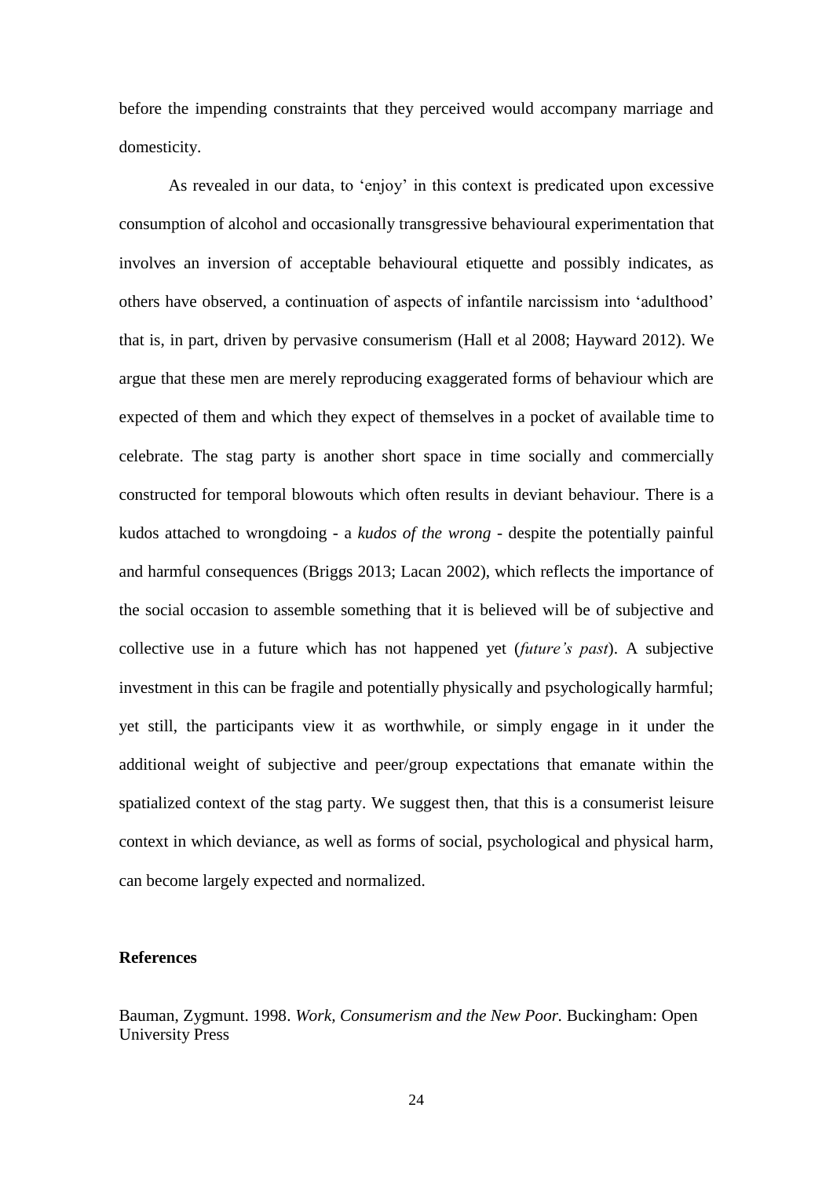before the impending constraints that they perceived would accompany marriage and domesticity.

As revealed in our data, to 'enjoy' in this context is predicated upon excessive consumption of alcohol and occasionally transgressive behavioural experimentation that involves an inversion of acceptable behavioural etiquette and possibly indicates, as others have observed, a continuation of aspects of infantile narcissism into 'adulthood' that is, in part, driven by pervasive consumerism (Hall et al 2008; Hayward 2012). We argue that these men are merely reproducing exaggerated forms of behaviour which are expected of them and which they expect of themselves in a pocket of available time to celebrate. The stag party is another short space in time socially and commercially constructed for temporal blowouts which often results in deviant behaviour. There is a kudos attached to wrongdoing - a *kudos of the wrong* - despite the potentially painful and harmful consequences (Briggs 2013; Lacan 2002), which reflects the importance of the social occasion to assemble something that it is believed will be of subjective and collective use in a future which has not happened yet (*future's past*). A subjective investment in this can be fragile and potentially physically and psychologically harmful; yet still, the participants view it as worthwhile, or simply engage in it under the additional weight of subjective and peer/group expectations that emanate within the spatialized context of the stag party. We suggest then, that this is a consumerist leisure context in which deviance, as well as forms of social, psychological and physical harm, can become largely expected and normalized.

**References**

Bauman, Zygmunt. 1998. *Work, Consumerism and the New Poor.* Buckingham: Open University Press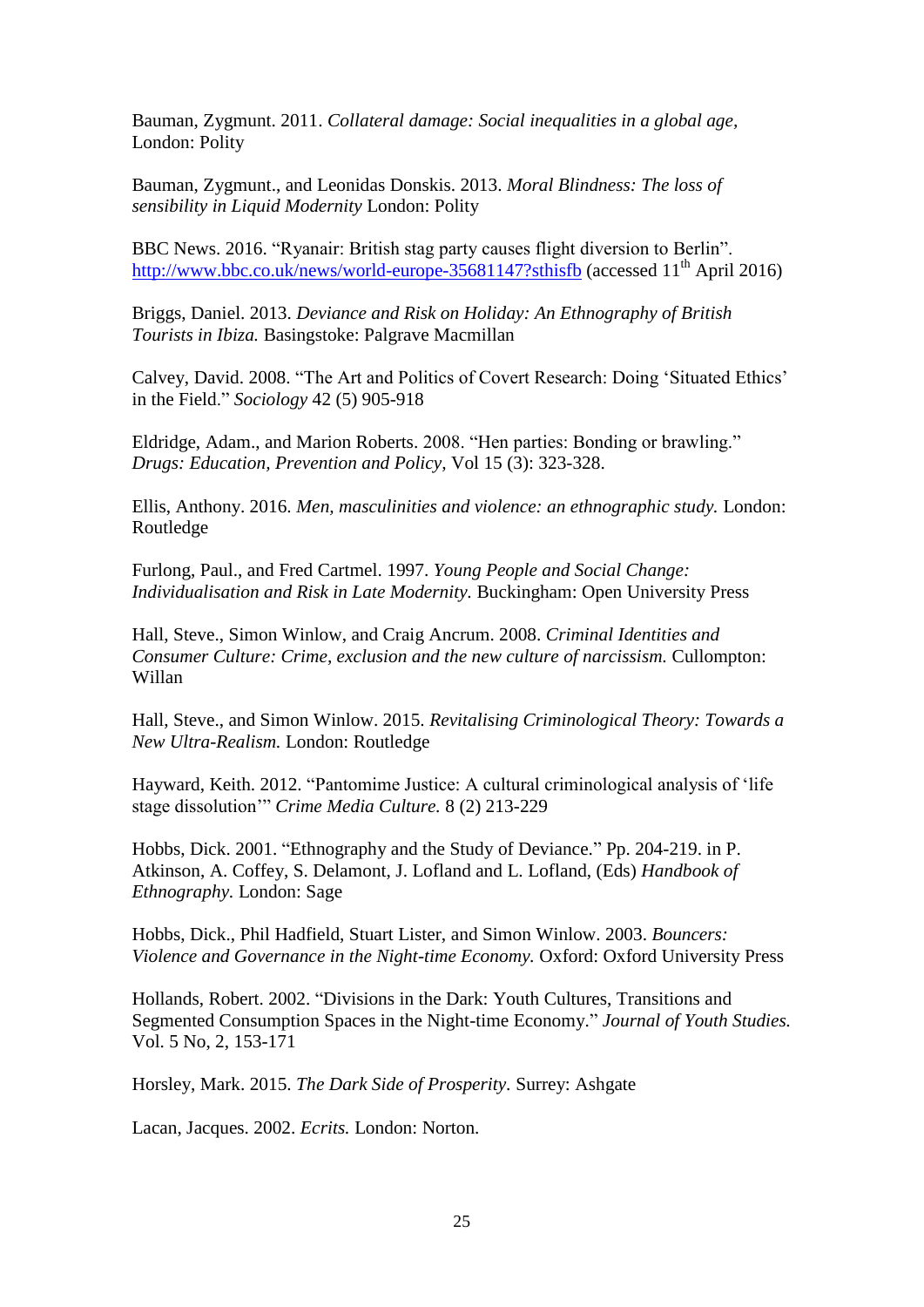Bauman, Zygmunt. 2011. *Collateral damage: Social inequalities in a global age,* London: Polity

Bauman, Zygmunt., and Leonidas Donskis. 2013. *Moral Blindness: The loss of sensibility in Liquid Modernity* London: Polity

BBC News. 2016. "Ryanair: British stag party causes flight diversion to Berlin". http://www.bbc.co.uk/news/world-europe-35681147?sthisfb (accessed 11th April 2016)

Briggs, Daniel. 2013. *Deviance and Risk on Holiday: An Ethnography of British Tourists in Ibiza.* Basingstoke: Palgrave Macmillan

Calvey, David. 2008. "The Art and Politics of Covert Research: Doing 'Situated Ethics' in the Field." *Sociology* 42 (5) 905-918

Eldridge, Adam., and Marion Roberts. 2008. "Hen parties: Bonding or brawling." *Drugs: Education, Prevention and Policy,* Vol 15 (3): 323-328.

Ellis, Anthony. 2016. *Men, masculinities and violence: an ethnographic study.* London: Routledge

Furlong, Paul., and Fred Cartmel. 1997. *Young People and Social Change: Individualisation and Risk in Late Modernity.* Buckingham: Open University Press

Hall, Steve., Simon Winlow, and Craig Ancrum. 2008. *Criminal Identities and Consumer Culture: Crime, exclusion and the new culture of narcissism.* Cullompton: Willan

Hall, Steve., and Simon Winlow. 2015. *Revitalising Criminological Theory: Towards a New Ultra-Realism.* London: Routledge

Hayward, Keith. 2012. "Pantomime Justice: A cultural criminological analysis of 'life stage dissolution'" *Crime Media Culture.* 8 (2) 213-229

Hobbs, Dick. 2001. "Ethnography and the Study of Deviance." Pp. 204-219. in P. Atkinson, A. Coffey, S. Delamont, J. Lofland and L. Lofland, (Eds) *Handbook of Ethnography.* London: Sage

Hobbs, Dick., Phil Hadfield, Stuart Lister, and Simon Winlow. 2003. *Bouncers: Violence and Governance in the Night-time Economy.* Oxford: Oxford University Press

Hollands, Robert. 2002. "Divisions in the Dark: Youth Cultures, Transitions and Segmented Consumption Spaces in the Night-time Economy." *Journal of Youth Studies.* Vol. 5 No, 2, 153-171

Horsley, Mark. 2015. *The Dark Side of Prosperity.* Surrey: Ashgate

Lacan, Jacques. 2002. *Ecrits.* London: Norton.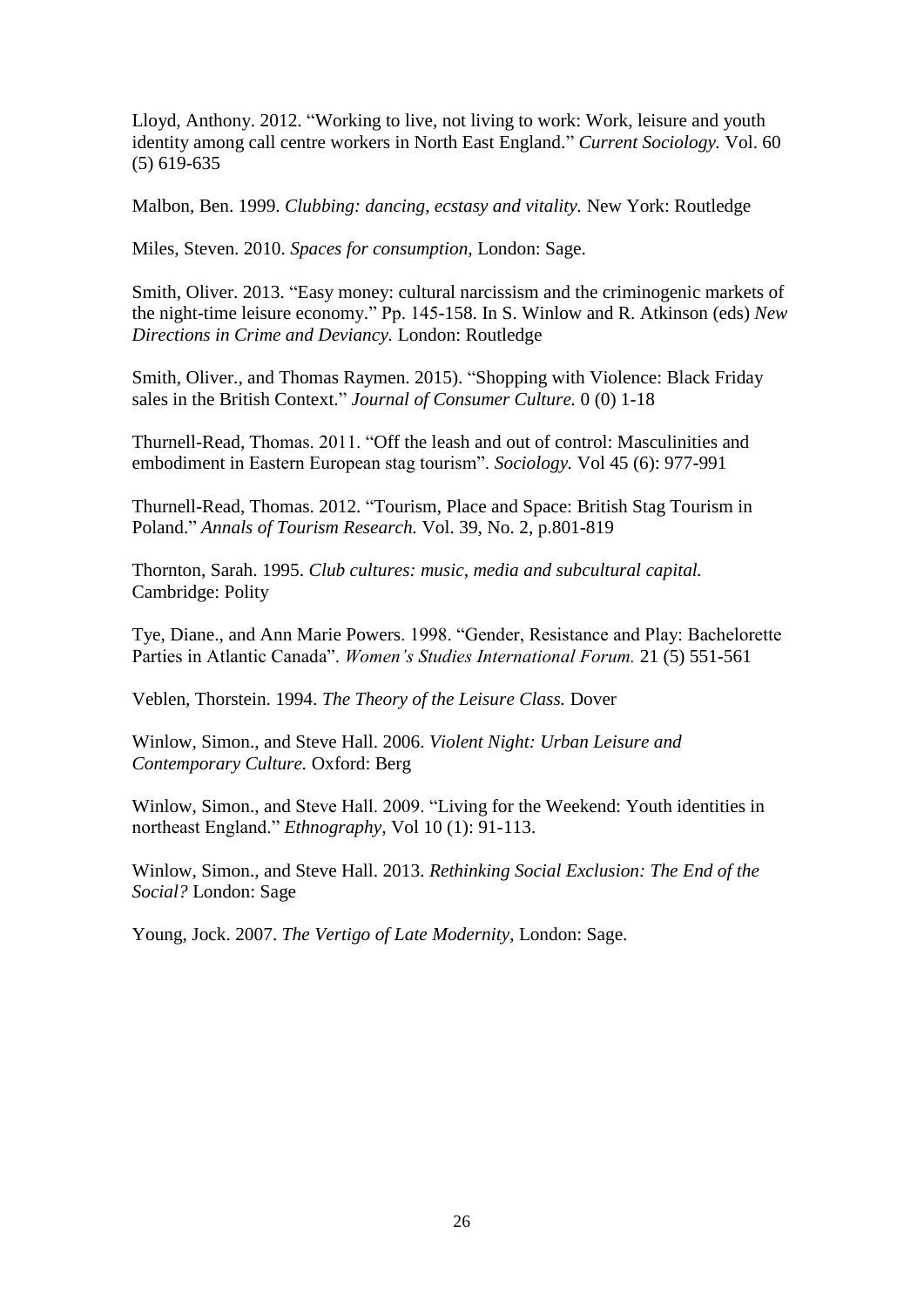Lloyd, Anthony. 2012. "Working to live, not living to work: Work, leisure and youth identity among call centre workers in North East England." *Current Sociology.* Vol. 60 (5) 619-635

Malbon, Ben. 1999. *Clubbing: dancing, ecstasy and vitality.* New York: Routledge

Miles, Steven. 2010. *Spaces for consumption,* London: Sage.

Smith, Oliver. 2013. "Easy money: cultural narcissism and the criminogenic markets of the night-time leisure economy." Pp. 145-158. In S. Winlow and R. Atkinson (eds) *New Directions in Crime and Deviancy.* London: Routledge

Smith, Oliver., and Thomas Raymen. 2015). "Shopping with Violence: Black Friday sales in the British Context." *Journal of Consumer Culture.* 0 (0) 1-18

Thurnell-Read, Thomas. 2011. "Off the leash and out of control: Masculinities and embodiment in Eastern European stag tourism". *Sociology.* Vol 45 (6): 977-991

Thurnell-Read, Thomas. 2012. "Tourism, Place and Space: British Stag Tourism in Poland." *Annals of Tourism Research.* Vol. 39, No. 2, p.801-819

Thornton, Sarah. 1995. *Club cultures: music, media and subcultural capital.* Cambridge: Polity

Tye, Diane., and Ann Marie Powers. 1998. "Gender, Resistance and Play: Bachelorette Parties in Atlantic Canada". *Women's Studies International Forum.* 21 (5) 551-561

Veblen, Thorstein. 1994. *The Theory of the Leisure Class.* Dover

Winlow, Simon., and Steve Hall. 2006. *Violent Night: Urban Leisure and Contemporary Culture.* Oxford: Berg

Winlow, Simon., and Steve Hall. 2009. "Living for the Weekend: Youth identities in northeast England." *Ethnography,* Vol 10 (1): 91-113.

Winlow, Simon., and Steve Hall. 2013. *Rethinking Social Exclusion: The End of the Social?* London: Sage

Young, Jock. 2007. *The Vertigo of Late Modernity,* London: Sage.